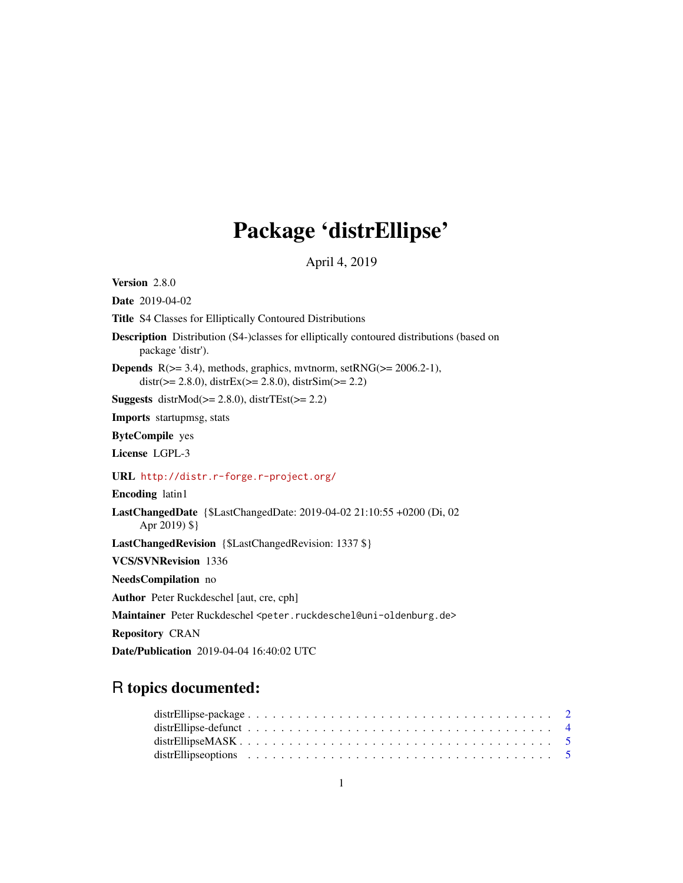# Package 'distrEllipse'

April 4, 2019

**Version** 2.8.0

**Date** 2019-04-02

**Title** S4 Classes for Elliptically Contoured Distributions

**Description** Distribution (S4-)classes for elliptically contoured distributions (based on package 'distr').

**Depends** R(>= 3.4), methods, graphics, mvtnorm, setRNG(>= 2006.2-1), distr(>= 2.8.0), distrEx(>= 2.8.0), distrSim(>= 2.2)

**Suggests** distrMod(>= 2.8.0), distrTEst(>= 2.2)

**Imports** startupmsg, stats

**ByteCompile** yes

**License** LGPL-3

**URL** http://distr.r-forge.r-project.org/

**Encoding** latin1

**LastChangedDate** {$LastChangedDate: 2019-04-02 21:10:55 +0200 (Di, 02 Apr 2019) $}

**LastChangedRevision** {$LastChangedRevision: 1337 $}

**VCS/SVNRevision** 1336

**NeedsCompilation** no

**Author** Peter Ruckdeschel [aut, cre, cph]

**Maintainer** Peter Ruckdeschel <peter.ruckdeschel@uni-oldenburg.de>

**Repository** CRAN

**Date/Publication** 2019-04-04 16:40:02 UTC

## R topics documented:

distrEllipse-package . . . . . . . . . . . . . . . . . . . . . . . . . . . . . . . . . . . . 2
distrEllipse-defunct . . . . . . . . . . . . . . . . . . . . . . . . . . . . . . . . . . . . 4
distrEllipseMASK . . . . . . . . . . . . . . . . . . . . . . . . . . . . . . . . . . . . . 5
distrEllipseoptions . . . . . . . . . . . . . . . . . . . . . . . . . . . . . . . . . . . . . 5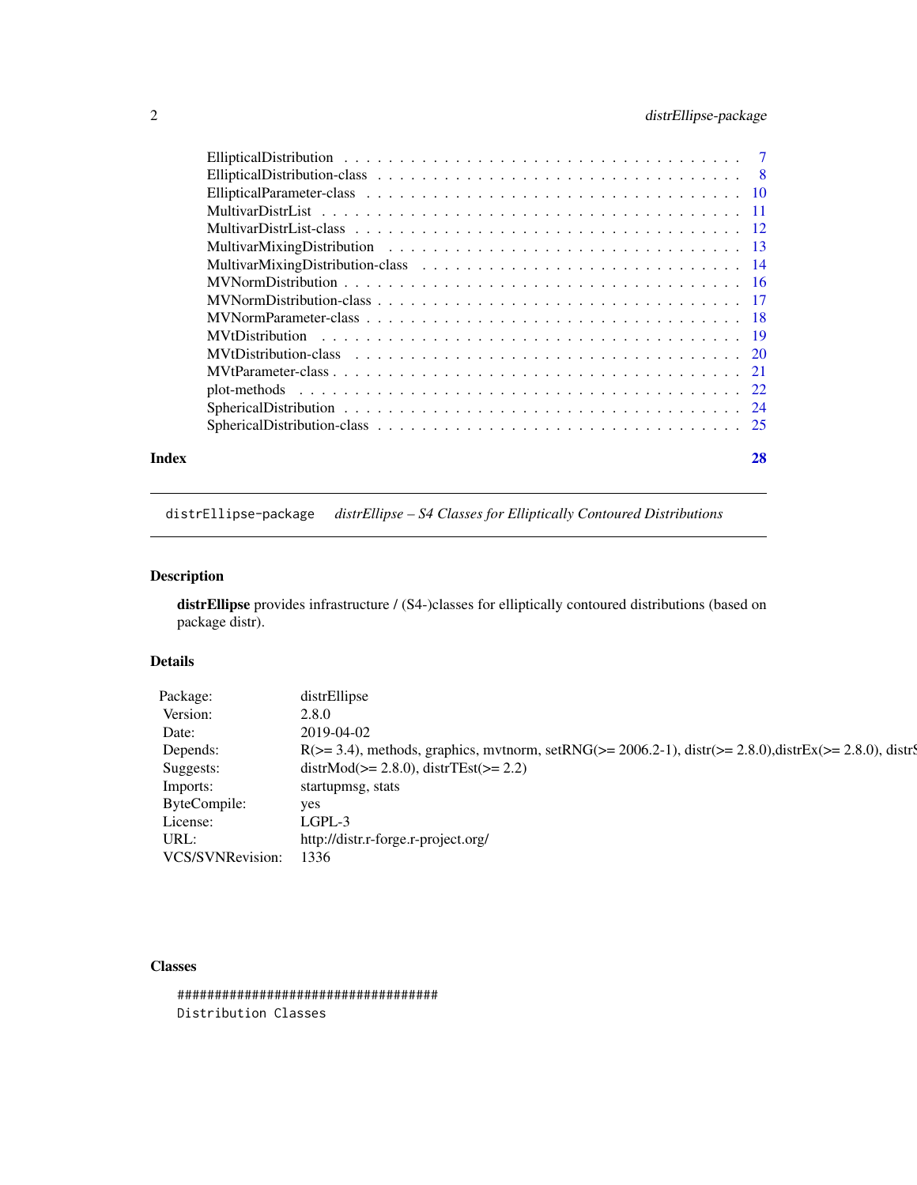| | |
|---|---|
| EllipticalDistribution | 7 |
| EllipticalDistribution-class | 8 |
| EllipticalParameter-class | 10 |
| MultivarDistrList | 11 |
| MultivarDistrList-class | 12 |
| MultivarMixingDistribution | 13 |
| MultivarMixingDistribution-class | 14 |
| MVNormDistribution | 16 |
| MVNormDistribution-class | 17 |
| MVNormParameter-class | 18 |
| MVtDistribution | 19 |
| MVtDistribution-class | 20 |
| MVtParameter-class | 21 |
| plot-methods | 22 |
| SphericalDistribution | 24 |
| SphericalDistribution-class | 25 |

**Index** **28**

---

`distrEllipse-package` *distrEllipse – S4 Classes for Elliptically Contoured Distributions*

---

## Description

**distrEllipse** provides infrastructure / (S4-)classes for elliptically contoured distributions (based on package distr).

## Details

| | |
|---|---|
| Package: | distrEllipse |
| Version: | 2.8.0 |
| Date: | 2019-04-02 |
| Depends: | R(>= 3.4), methods, graphics, mvtnorm, setRNG(>= 2006.2-1), distr(>= 2.8.0),distrEx(>= 2.8.0), distrS |
| Suggests: | distrMod(>= 2.8.0), distrTEst(>= 2.2) |
| Imports: | startupmsg, stats |
| ByteCompile: | yes |
| License: | LGPL-3 |
| URL: | http://distr.r-forge.r-project.org/ |
| VCS/SVNRevision: | 1336 |

## Classes

```
##################################
Distribution Classes
```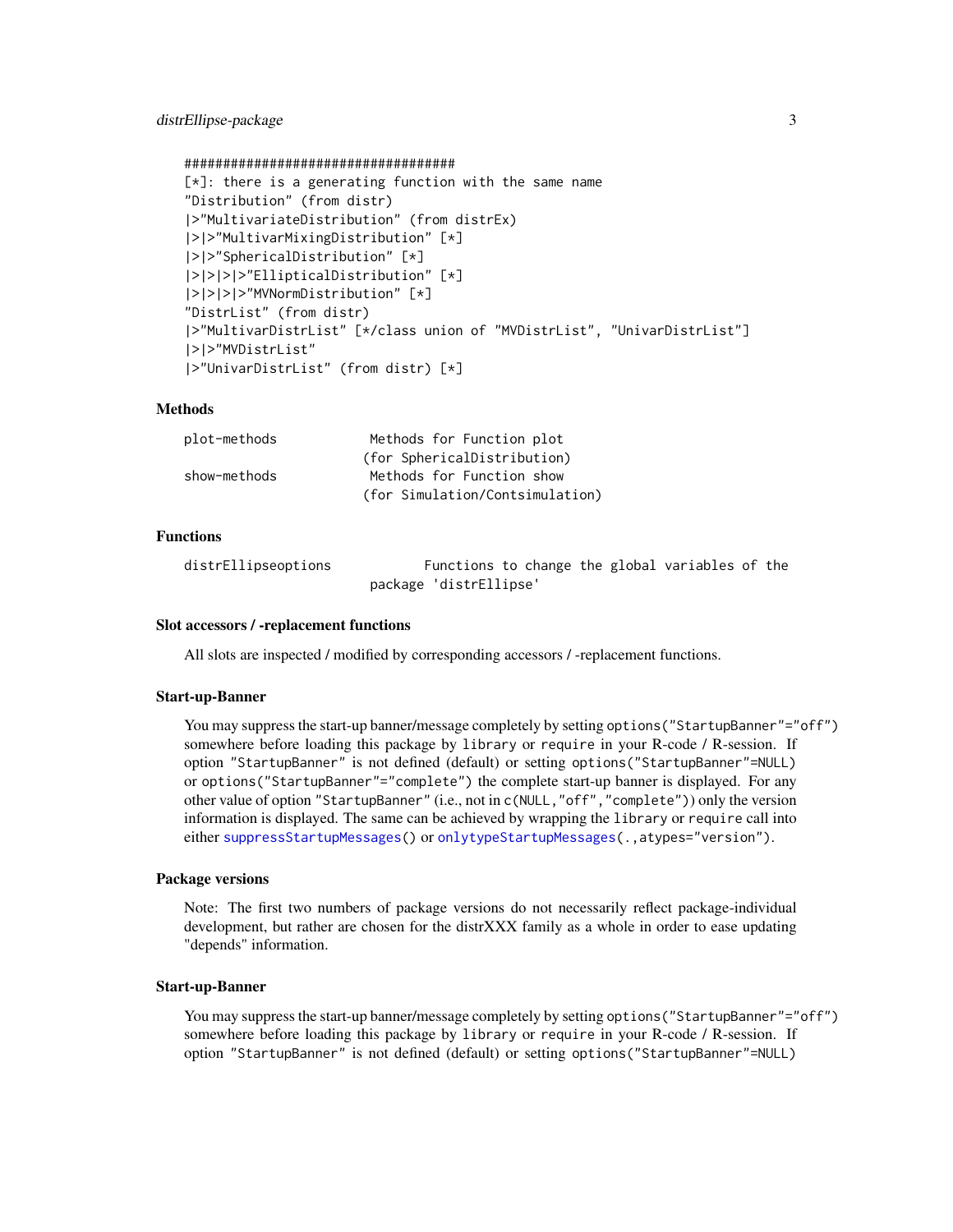```
##################################
[*]: there is a generating function with the same name
"Distribution" (from distr)
|>"MultivariateDistribution" (from distrEx)
|>|>"MultivarMixingDistribution" [*]
|>|>"SphericalDistribution" [*]
|>|>|>|>"EllipticalDistribution" [*]
|>|>|>|>"MVNormDistribution" [*]
"DistrList" (from distr)
|>"MultivarDistrList" [*/class union of "MVDistrList", "UnivarDistrList"]
|>|>"MVDistrList"
|>"UnivarDistrList" (from distr) [*]
```

### Methods

```
plot-methods          Methods for Function plot
                     (for SphericalDistribution)
show-methods          Methods for Function show
                     (for Simulation/Contsimulation)
```

### Functions

```
distrEllipseoptions           Functions to change the global variables of the
                         package 'distrEllipse'
```

### Slot accessors / -replacement functions

All slots are inspected / modified by corresponding accessors / -replacement functions.

### Start-up-Banner

You may suppress the start-up banner/message completely by setting `options("StartupBanner"="off")` somewhere before loading this package by `library` or `require` in your R-code / R-session. If option `"StartupBanner"` is not defined (default) or setting `options("StartupBanner"=NULL)` or `options("StartupBanner"="complete")` the complete start-up banner is displayed. For any other value of option `"StartupBanner"` (i.e., not in `c(NULL,"off","complete")`) only the version information is displayed. The same can be achieved by wrapping the `library` or `require` call into either `suppressStartupMessages()` or `onlytypeStartupMessages(.,atypes="version")`.

### Package versions

Note: The first two numbers of package versions do not necessarily reflect package-individual development, but rather are chosen for the distrXXX family as a whole in order to ease updating "depends" information.

### Start-up-Banner

You may suppress the start-up banner/message completely by setting `options("StartupBanner"="off")` somewhere before loading this package by `library` or `require` in your R-code / R-session. If option `"StartupBanner"` is not defined (default) or setting `options("StartupBanner"=NULL)`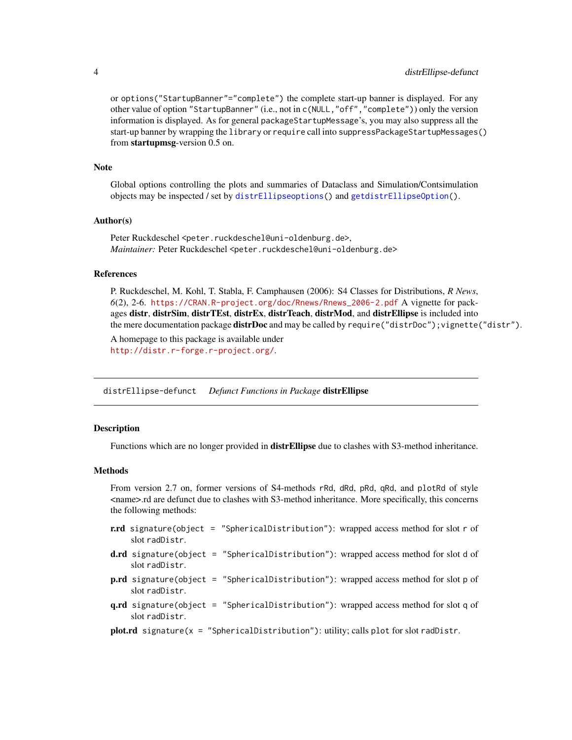or `options("StartupBanner"="complete")` the complete start-up banner is displayed. For any other value of option `"StartupBanner"` (i.e., not in `c(NULL,"off","complete")`) only the version information is displayed. As for general `packageStartupMessage`'s, you may also suppress all the start-up banner by wrapping the `library` or `require` call into `suppressPackageStartupMessages()` from **startupmsg**-version 0.5 on.

### Note

Global options controlling the plots and summaries of Dataclass and Simulation/Contsimulation objects may be inspected / set by `distrEllipseoptions()` and `getdistrEllipseOption()`.

### Author(s)

Peter Ruckdeschel <peter.ruckdeschel@uni-oldenburg.de>,
*Maintainer:* Peter Ruckdeschel <peter.ruckdeschel@uni-oldenburg.de>

### References

P. Ruckdeschel, M. Kohl, T. Stabla, F. Camphausen (2006): S4 Classes for Distributions, *R News*, *6*(2), 2-6. https://CRAN.R-project.org/doc/Rnews/Rnews_2006-2.pdf A vignette for packages **distr**, **distrSim**, **distrTEst**, **distrEx**, **distrTeach**, **distrMod**, and **distrEllipse** is included into the mere documentation package **distrDoc** and may be called by `require("distrDoc");vignette("distr")`.

A homepage to this package is available under
http://distr.r-forge.r-project.org/.

---

## distrEllipse-defunct    *Defunct Functions in Package* **distrEllipse**

### Description

Functions which are no longer provided in **distrEllipse** due to clashes with S3-method inheritance.

### Methods

From version 2.7 on, former versions of S4-methods `rRd`, `dRd`, `pRd`, `qRd`, and `plotRd` of style <name>.rd are defunct due to clashes with S3-method inheritance. More specifically, this concerns the following methods:

**r.rd** `signature(object = "SphericalDistribution")`: wrapped access method for slot `r` of slot `radDistr`.

**d.rd** `signature(object = "SphericalDistribution")`: wrapped access method for slot `d` of slot `radDistr`.

**p.rd** `signature(object = "SphericalDistribution")`: wrapped access method for slot `p` of slot `radDistr`.

**q.rd** `signature(object = "SphericalDistribution")`: wrapped access method for slot `q` of slot `radDistr`.

**plot.rd** `signature(x = "SphericalDistribution")`: utility; calls `plot` for slot `radDistr`.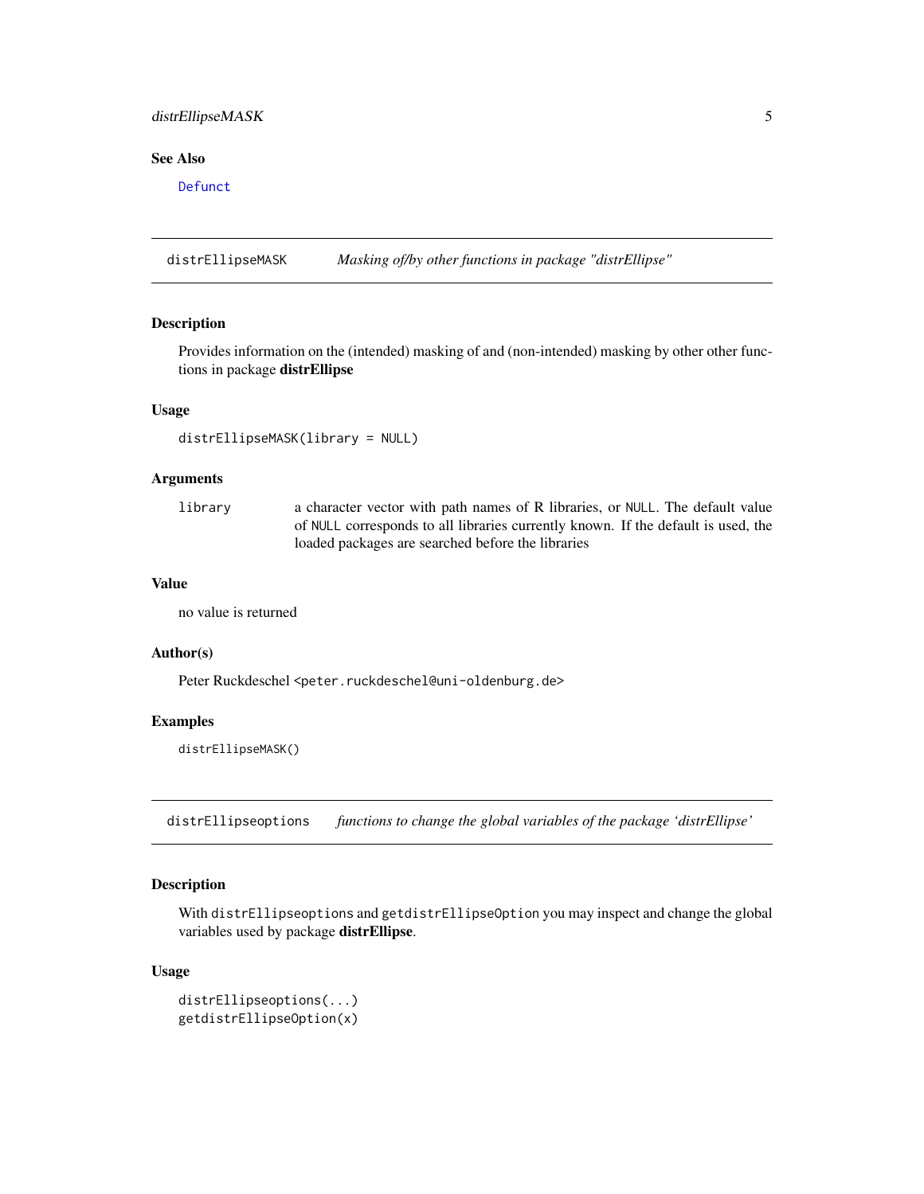### See Also

`Defunct`

---

## distrEllipseMASK — *Masking of/by other functions in package "distrEllipse"*

### Description

Provides information on the (intended) masking of and (non-intended) masking by other other functions in package **distrEllipse**

### Usage

```
distrEllipseMASK(library = NULL)
```

### Arguments

| | |
|---|---|
| `library` | a character vector with path names of R libraries, or `NULL`. The default value of `NULL` corresponds to all libraries currently known. If the default is used, the loaded packages are searched before the libraries |

### Value

no value is returned

### Author(s)

Peter Ruckdeschel <peter.ruckdeschel@uni-oldenburg.de>

### Examples

```
distrEllipseMASK()
```

---

## distrEllipseoptions — *functions to change the global variables of the package 'distrEllipse'*

### Description

With `distrEllipseoptions` and `getdistrEllipseOption` you may inspect and change the global variables used by package **distrEllipse**.

### Usage

```
distrEllipseoptions(...)
getdistrEllipseOption(x)
```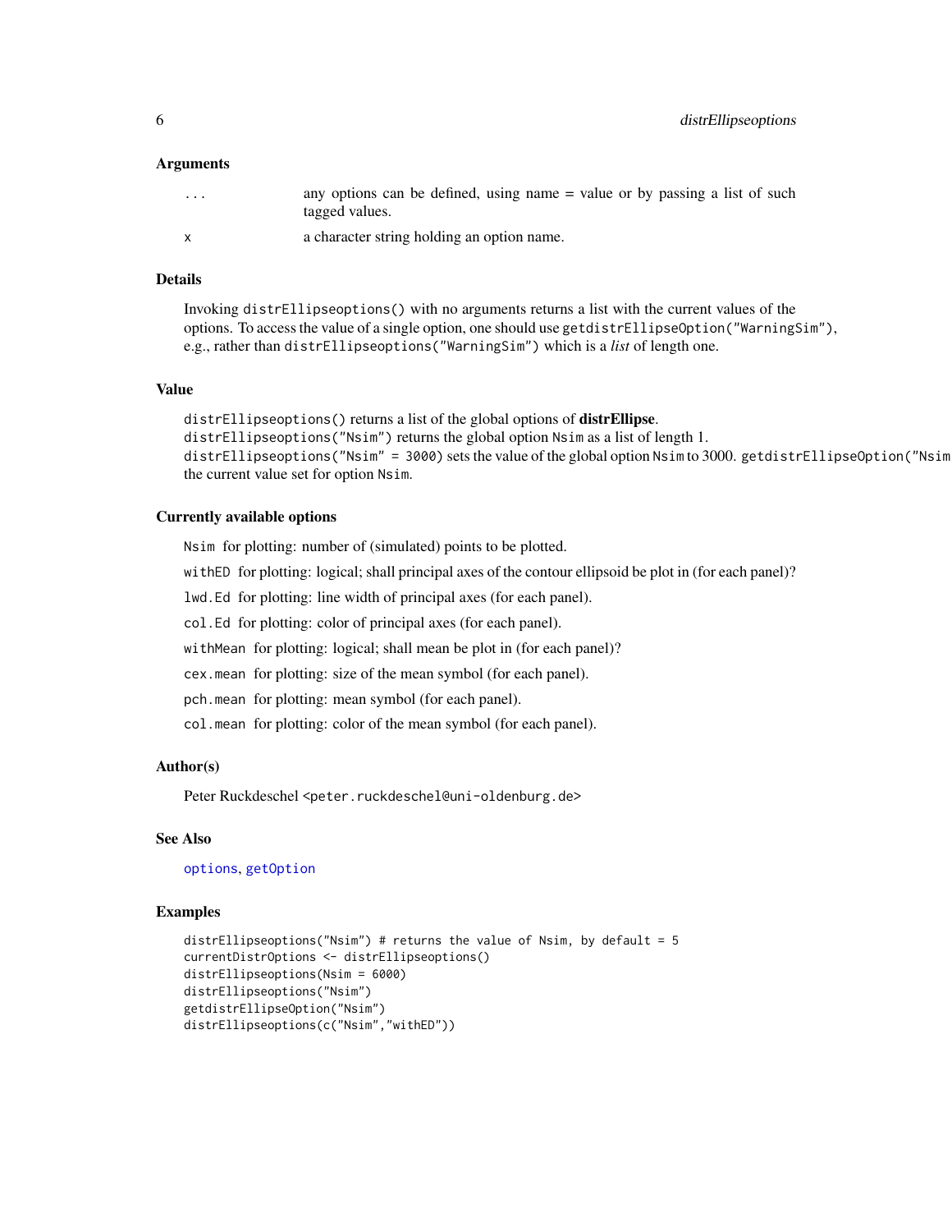## Arguments

| | |
|---|---|
| ... | any options can be defined, using name = value or by passing a list of such tagged values. |
| x | a character string holding an option name. |

## Details

Invoking `distrEllipseoptions()` with no arguments returns a list with the current values of the options. To access the value of a single option, one should use `getdistrEllipseOption("WarningSim")`, e.g., rather than `distrEllipseoptions("WarningSim")` which is a *list* of length one.

## Value

`distrEllipseoptions()` returns a list of the global options of **distrEllipse**.
`distrEllipseoptions("Nsim")` returns the global option `Nsim` as a list of length 1.
`distrEllipseoptions("Nsim" = 3000)` sets the value of the global option `Nsim` to 3000. `getdistrEllipseOption("Nsim` the current value set for option `Nsim`.

## Currently available options

`Nsim` for plotting: number of (simulated) points to be plotted.

`withED` for plotting: logical; shall principal axes of the contour ellipsoid be plot in (for each panel)?

`lwd.Ed` for plotting: line width of principal axes (for each panel).

`col.Ed` for plotting: color of principal axes (for each panel).

`withMean` for plotting: logical; shall mean be plot in (for each panel)?

`cex.mean` for plotting: size of the mean symbol (for each panel).

`pch.mean` for plotting: mean symbol (for each panel).

`col.mean` for plotting: color of the mean symbol (for each panel).

## Author(s)

Peter Ruckdeschel <peter.ruckdeschel@uni-oldenburg.de>

## See Also

`options`, `getOption`

## Examples

```
distrEllipseoptions("Nsim") # returns the value of Nsim, by default = 5
currentDistrOptions <- distrEllipseoptions()
distrEllipseoptions(Nsim = 6000)
distrEllipseoptions("Nsim")
getdistrEllipseOption("Nsim")
distrEllipseoptions(c("Nsim","withED"))
```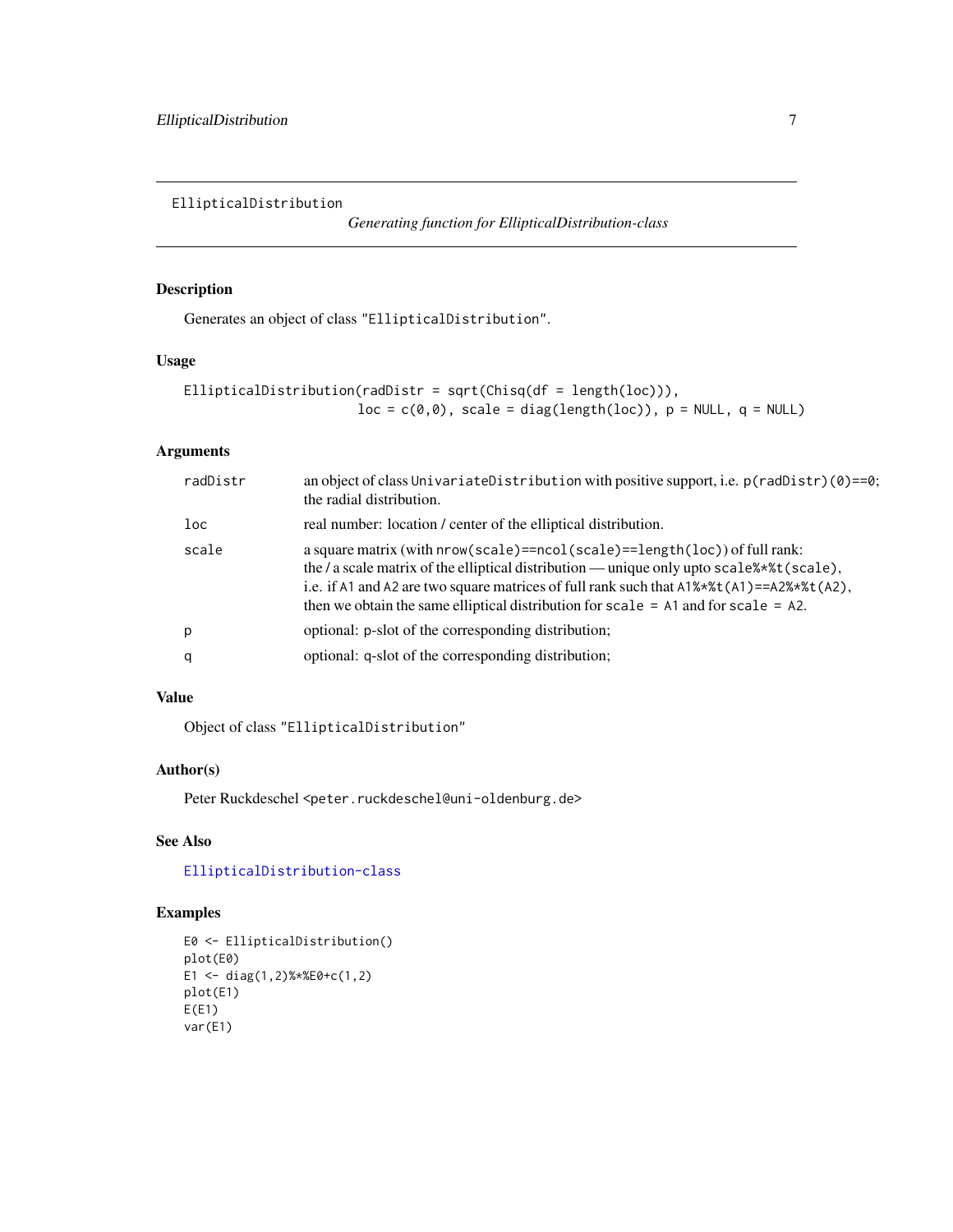EllipticalDistribution

*Generating function for EllipticalDistribution-class*

## Description

Generates an object of class "EllipticalDistribution".

## Usage

```
EllipticalDistribution(radDistr = sqrt(Chisq(df = length(loc))),
                       loc = c(0,0), scale = diag(length(loc)), p = NULL, q = NULL)
```

## Arguments

| | |
|---|---|
| radDistr | an object of class UnivariateDistribution with positive support, i.e. p(radDistr)(0)==0; the radial distribution. |
| loc | real number: location / center of the elliptical distribution. |
| scale | a square matrix (with nrow(scale)==ncol(scale)==length(loc)) of full rank: the / a scale matrix of the elliptical distribution — unique only upto scale%*%t(scale), i.e. if A1 and A2 are two square matrices of full rank such that A1%*%t(A1)==A2%*%t(A2), then we obtain the same elliptical distribution for scale = A1 and for scale = A2. |
| p | optional: p-slot of the corresponding distribution; |
| q | optional: q-slot of the corresponding distribution; |

## Value

Object of class "EllipticalDistribution"

## Author(s)

Peter Ruckdeschel <peter.ruckdeschel@uni-oldenburg.de>

## See Also

EllipticalDistribution-class

## Examples

```
E0 <- EllipticalDistribution()
plot(E0)
E1 <- diag(1,2)%*%E0+c(1,2)
plot(E1)
E(E1)
var(E1)
```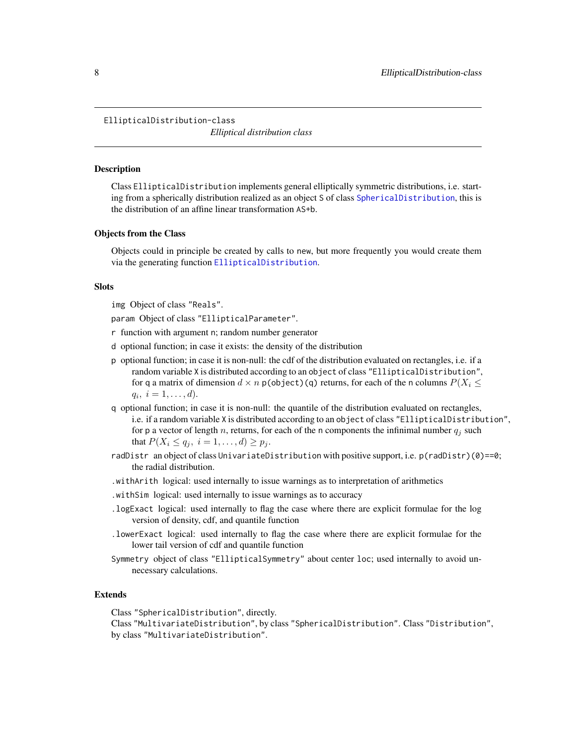# EllipticalDistribution-class

*Elliptical distribution class*

## Description

Class `EllipticalDistribution` implements general elliptically symmetric distributions, i.e. starting from a spherically distribution realized as an object `S` of class `SphericalDistribution`, this is the distribution of an affine linear transformation `AS+b`.

## Objects from the Class

Objects could in principle be created by calls to `new`, but more frequently you would create them via the generating function `EllipticalDistribution`.

## Slots

`img` Object of class `"Reals"`.

`param` Object of class `"EllipticalParameter"`.

`r` function with argument `n`; random number generator

`d` optional function; in case it exists: the density of the distribution

`p` optional function; in case it is non-null: the cdf of the distribution evaluated on rectangles, i.e. if a random variable `X` is distributed according to an `object` of class `"EllipticalDistribution"`, for `q` a matrix of dimension $d \times n$ `p(object)(q)` returns, for each of the `n` columns $P(X_i \leq q_i,\ i = 1, \ldots, d)$.

`q` optional function; in case it is non-null: the quantile of the distribution evaluated on rectangles, i.e. if a random variable `X` is distributed according to an `object` of class `"EllipticalDistribution"`, for `p` a vector of length $n$, returns, for each of the `n` components the infinimal number $q_j$ such that $P(X_i \leq q_j,\ i = 1, \ldots, d) \geq p_j$.

`radDistr` an object of class `UnivariateDistribution` with positive support, i.e. `p(radDistr)(0)==0`; the radial distribution.

`.withArith` logical: used internally to issue warnings as to interpretation of arithmetics

`.withSim` logical: used internally to issue warnings as to accuracy

`.logExact` logical: used internally to flag the case where there are explicit formulae for the log version of density, cdf, and quantile function

`.lowerExact` logical: used internally to flag the case where there are explicit formulae for the lower tail version of cdf and quantile function

`Symmetry` object of class `"EllipticalSymmetry"` about center `loc`; used internally to avoid unnecessary calculations.

## Extends

Class `"SphericalDistribution"`, directly.
Class `"MultivariateDistribution"`, by class `"SphericalDistribution"`. Class `"Distribution"`, by class `"MultivariateDistribution"`.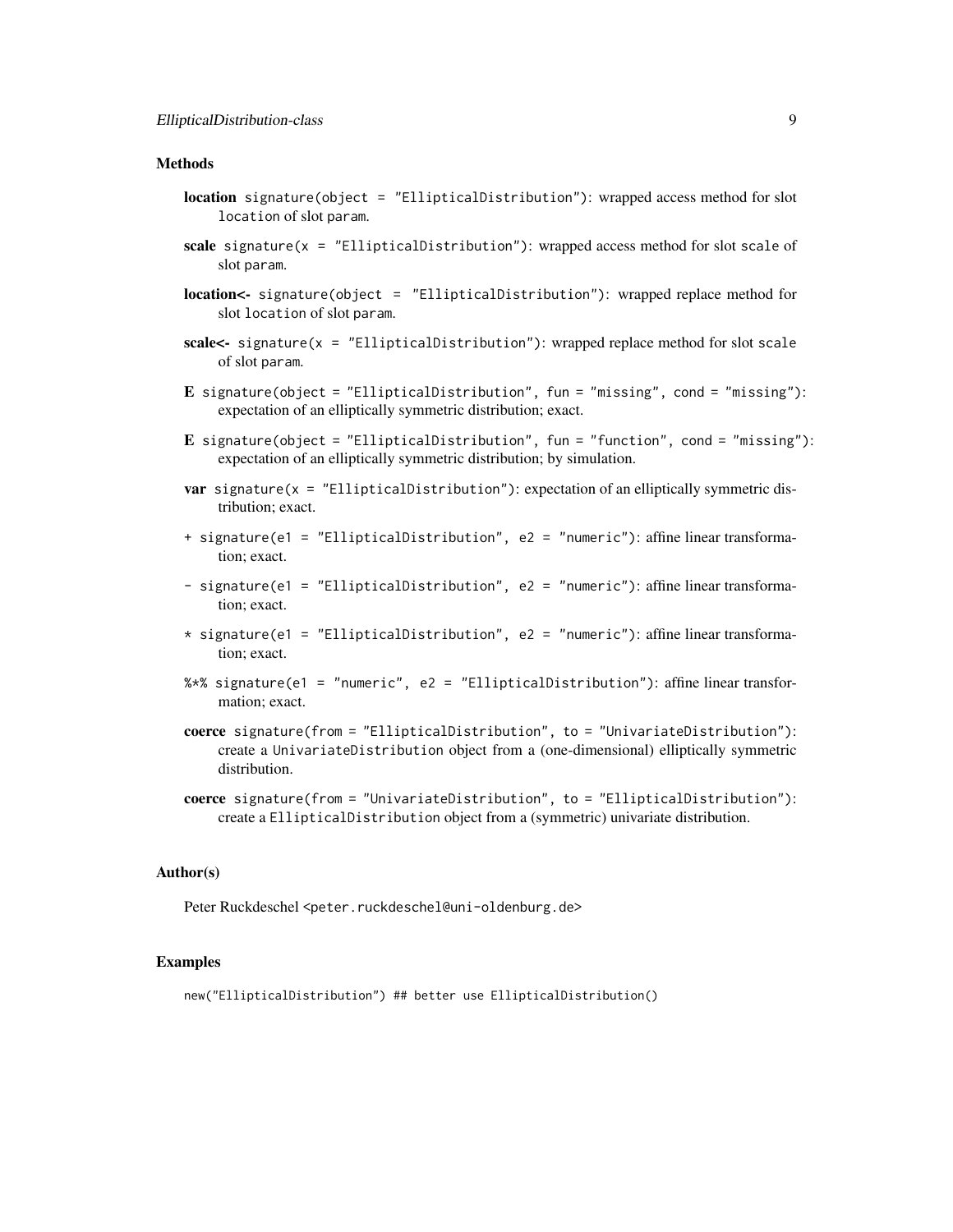### Methods

**location** `signature(object = "EllipticalDistribution")`: wrapped access method for slot `location` of slot `param`.

**scale** `signature(x = "EllipticalDistribution")`: wrapped access method for slot `scale` of slot `param`.

**location<-** `signature(object = "EllipticalDistribution")`: wrapped replace method for slot `location` of slot `param`.

**scale<-** `signature(x = "EllipticalDistribution")`: wrapped replace method for slot `scale` of slot `param`.

**E** `signature(object = "EllipticalDistribution", fun = "missing", cond = "missing")`: expectation of an elliptically symmetric distribution; exact.

**E** `signature(object = "EllipticalDistribution", fun = "function", cond = "missing")`: expectation of an elliptically symmetric distribution; by simulation.

**var** `signature(x = "EllipticalDistribution")`: expectation of an elliptically symmetric distribution; exact.

**+** `signature(e1 = "EllipticalDistribution", e2 = "numeric")`: affine linear transformation; exact.

**-** `signature(e1 = "EllipticalDistribution", e2 = "numeric")`: affine linear transformation; exact.

**\*** `signature(e1 = "EllipticalDistribution", e2 = "numeric")`: affine linear transformation; exact.

**%\*%** `signature(e1 = "numeric", e2 = "EllipticalDistribution")`: affine linear transformation; exact.

**coerce** `signature(from = "EllipticalDistribution", to = "UnivariateDistribution")`: create a `UnivariateDistribution` object from a (one-dimensional) elliptically symmetric distribution.

**coerce** `signature(from = "UnivariateDistribution", to = "EllipticalDistribution")`: create a `EllipticalDistribution` object from a (symmetric) univariate distribution.

### Author(s)

Peter Ruckdeschel <peter.ruckdeschel@uni-oldenburg.de>

### Examples

```
new("EllipticalDistribution") ## better use EllipticalDistribution()
```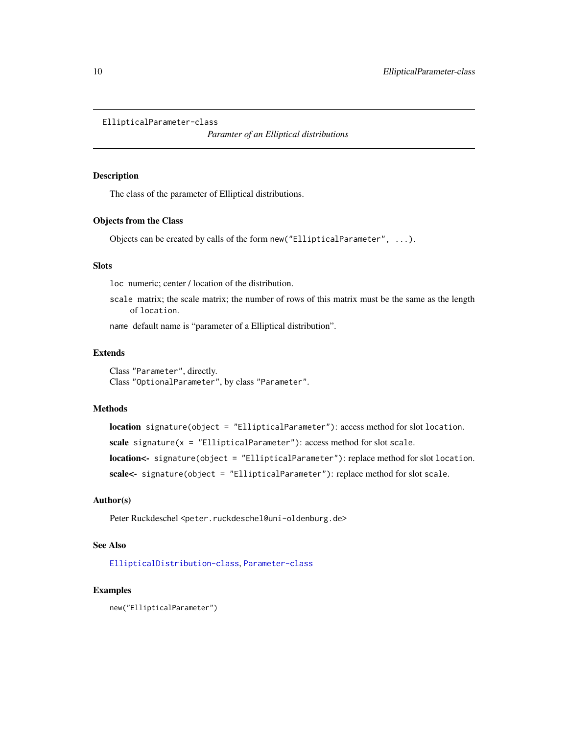# EllipticalParameter-class

*Paramter of an Elliptical distributions*

## Description

The class of the parameter of Elliptical distributions.

## Objects from the Class

Objects can be created by calls of the form `new("EllipticalParameter", ...)`.

## Slots

`loc` numeric; center / location of the distribution.

`scale` matrix; the scale matrix; the number of rows of this matrix must be the same as the length of `location`.

`name` default name is "parameter of a Elliptical distribution".

## Extends

Class `"Parameter"`, directly.
Class `"OptionalParameter"`, by class `"Parameter"`.

## Methods

**location** `signature(object = "EllipticalParameter")`: access method for slot `location`.

**scale** `signature(x = "EllipticalParameter")`: access method for slot `scale`.

**location<-** `signature(object = "EllipticalParameter")`: replace method for slot `location`.

**scale<-** `signature(object = "EllipticalParameter")`: replace method for slot `scale`.

## Author(s)

Peter Ruckdeschel `<peter.ruckdeschel@uni-oldenburg.de>`

## See Also

`EllipticalDistribution-class`, `Parameter-class`

## Examples

```
new("EllipticalParameter")
```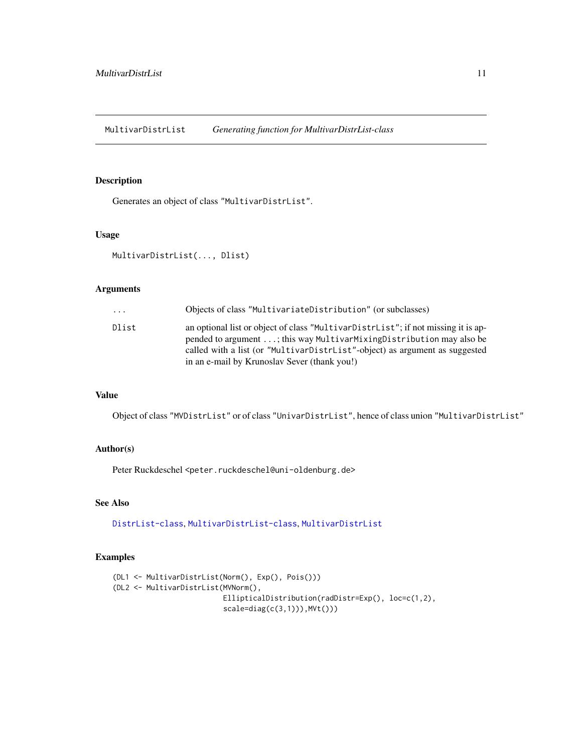MultivarDistrList *Generating function for MultivarDistrList-class*

## Description

Generates an object of class "MultivarDistrList".

## Usage

```
MultivarDistrList(..., Dlist)
```

## Arguments

| | |
|---|---|
| ... | Objects of class "MultivariateDistribution" (or subclasses) |
| Dlist | an optional list or object of class "MultivarDistrList"; if not missing it is appended to argument ...; this way MultivarMixingDistribution may also be called with a list (or "MultivarDistrList"-object) as argument as suggested in an e-mail by Krunoslav Sever (thank you!) |

## Value

Object of class "MVDistrList" or of class "UnivarDistrList", hence of class union "MultivarDistrList"

## Author(s)

Peter Ruckdeschel <peter.ruckdeschel@uni-oldenburg.de>

## See Also

DistrList-class, MultivarDistrList-class, MultivarDistrList

## Examples

```
(DL1 <- MultivarDistrList(Norm(), Exp(), Pois()))
(DL2 <- MultivarDistrList(MVNorm(),
                         EllipticalDistribution(radDistr=Exp(), loc=c(1,2),
                         scale=diag(c(3,1))),MVt()))
```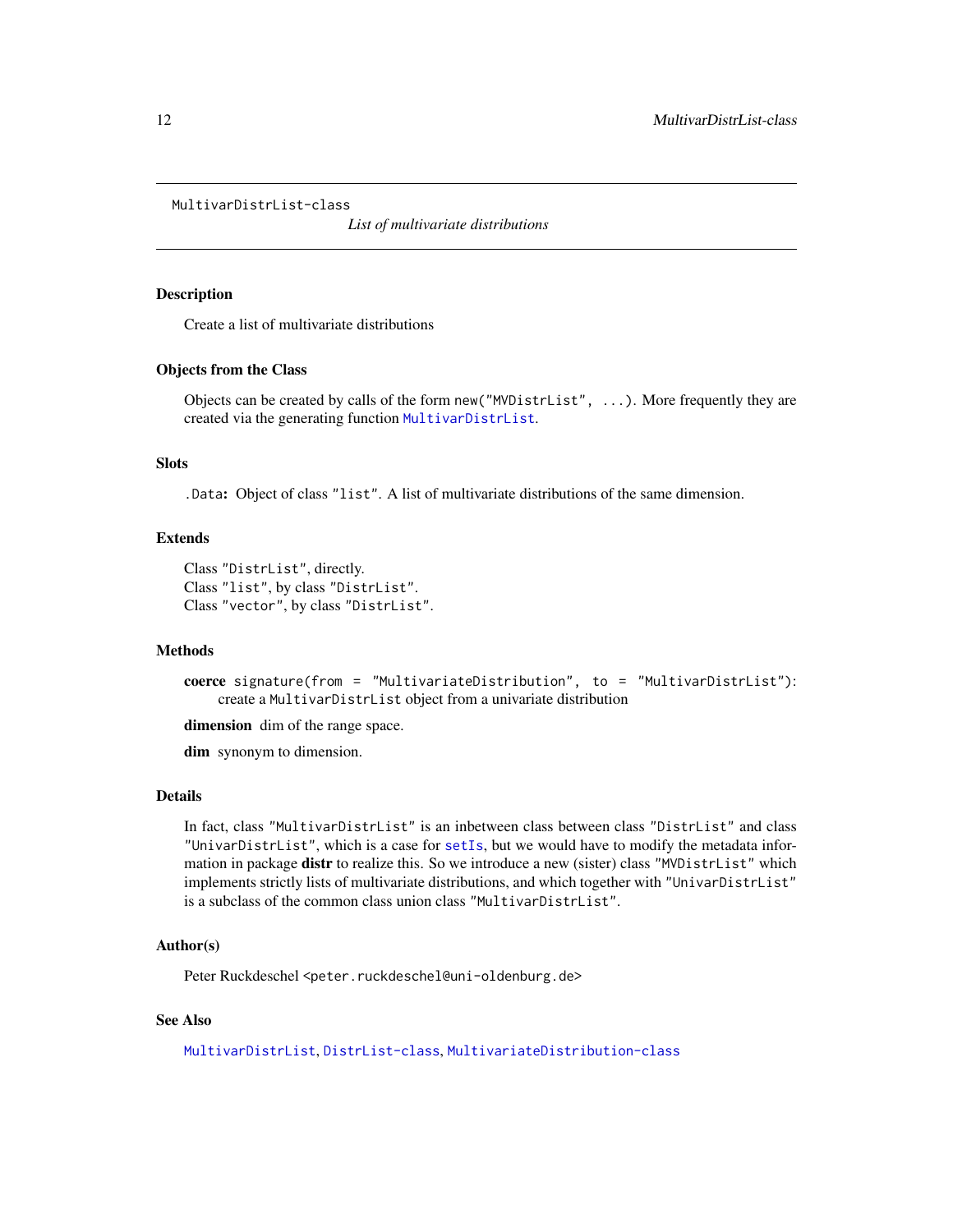MultivarDistrList-class

*List of multivariate distributions*

## Description

Create a list of multivariate distributions

## Objects from the Class

Objects can be created by calls of the form `new("MVDistrList", ...)`. More frequently they are created via the generating function `MultivarDistrList`.

## Slots

`.Data`**:** Object of class `"list"`. A list of multivariate distributions of the same dimension.

## Extends

Class `"DistrList"`, directly.
Class `"list"`, by class `"DistrList"`.
Class `"vector"`, by class `"DistrList"`.

## Methods

**coerce** `signature(from = "MultivariateDistribution", to = "MultivarDistrList")`: create a `MultivarDistrList` object from a univariate distribution

**dimension** dim of the range space.

**dim** synonym to dimension.

## Details

In fact, class `"MultivarDistrList"` is an inbetween class between class `"DistrList"` and class `"UnivarDistrList"`, which is a case for `setIs`, but we would have to modify the metadata information in package **distr** to realize this. So we introduce a new (sister) class `"MVDistrList"` which implements strictly lists of multivariate distributions, and which together with `"UnivarDistrList"` is a subclass of the common class union class `"MultivarDistrList"`.

## Author(s)

Peter Ruckdeschel `<peter.ruckdeschel@uni-oldenburg.de>`

## See Also

`MultivarDistrList`, `DistrList-class`, `MultivariateDistribution-class`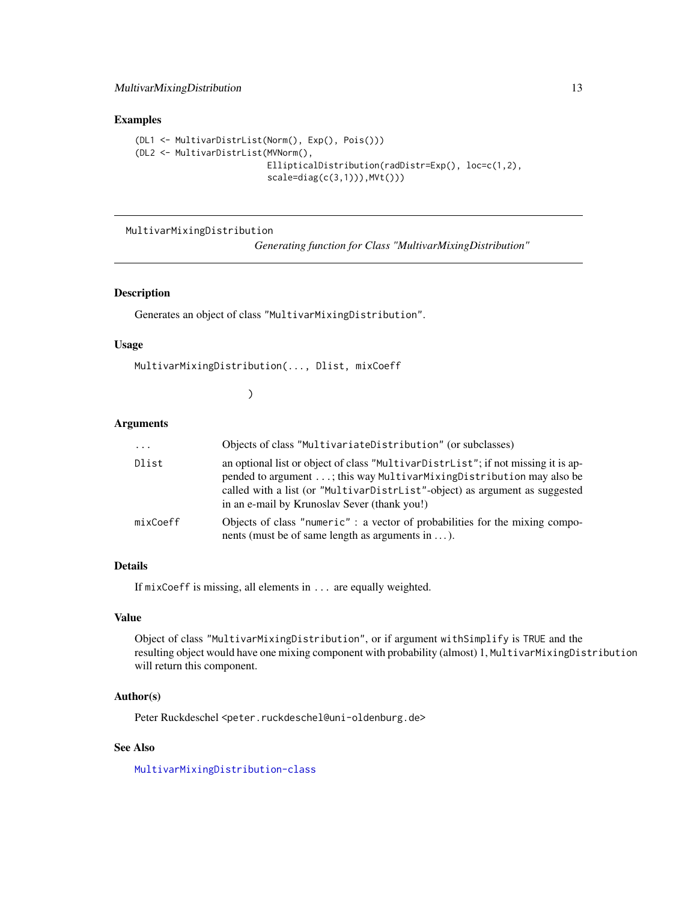## Examples

```
(DL1 <- MultivarDistrList(Norm(), Exp(), Pois()))
(DL2 <- MultivarDistrList(MVNorm(),
                         EllipticalDistribution(radDistr=Exp(), loc=c(1,2),
                         scale=diag(c(3,1))),MVt()))
```

---

MultivarMixingDistribution *Generating function for Class "MultivarMixingDistribution"*

---

## Description

Generates an object of class "MultivarMixingDistribution".

## Usage

```
MultivarMixingDistribution(..., Dlist, mixCoeff

                 )
```

## Arguments

| | |
|---|---|
| ... | Objects of class "MultivariateDistribution" (or subclasses) |
| Dlist | an optional list or object of class "MultivarDistrList"; if not missing it is appended to argument ...; this way MultivarMixingDistribution may also be called with a list (or "MultivarDistrList"-object) as argument as suggested in an e-mail by Krunoslav Sever (thank you!) |
| mixCoeff | Objects of class "numeric" : a vector of probabilities for the mixing components (must be of same length as arguments in ...). |

## Details

If mixCoeff is missing, all elements in ... are equally weighted.

## Value

Object of class "MultivarMixingDistribution", or if argument withSimplify is TRUE and the resulting object would have one mixing component with probability (almost) 1, MultivarMixingDistribution will return this component.

## Author(s)

Peter Ruckdeschel <peter.ruckdeschel@uni-oldenburg.de>

## See Also

MultivarMixingDistribution-class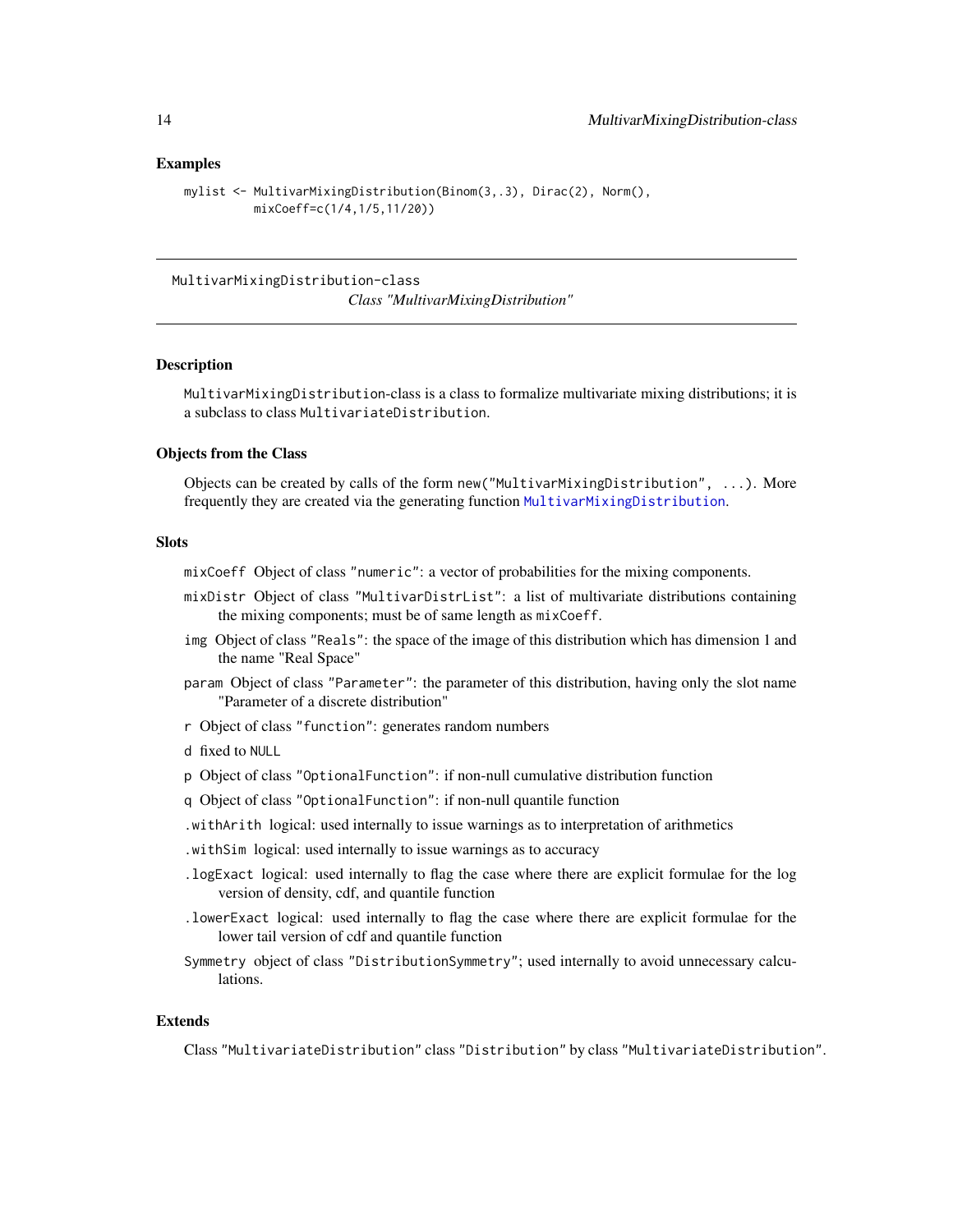## Examples

```
mylist <- MultivarMixingDistribution(Binom(3,.3), Dirac(2), Norm(),
          mixCoeff=c(1/4,1/5,11/20))
```

---

MultivarMixingDistribution-class

*Class "MultivarMixingDistribution"*

---

### Description

MultivarMixingDistribution-class is a class to formalize multivariate mixing distributions; it is a subclass to class MultivariateDistribution.

### Objects from the Class

Objects can be created by calls of the form `new("MultivarMixingDistribution", ...)`. More frequently they are created via the generating function `MultivarMixingDistribution`.

### Slots

- `mixCoeff` Object of class "numeric": a vector of probabilities for the mixing components.
- `mixDistr` Object of class "MultivarDistrList": a list of multivariate distributions containing the mixing components; must be of same length as `mixCoeff`.
- `img` Object of class "Reals": the space of the image of this distribution which has dimension 1 and the name "Real Space"
- `param` Object of class "Parameter": the parameter of this distribution, having only the slot name "Parameter of a discrete distribution"
- `r` Object of class "function": generates random numbers
- `d` fixed to NULL
- `p` Object of class "OptionalFunction": if non-null cumulative distribution function
- `q` Object of class "OptionalFunction": if non-null quantile function
- `.withArith` logical: used internally to issue warnings as to interpretation of arithmetics
- `.withSim` logical: used internally to issue warnings as to accuracy
- `.logExact` logical: used internally to flag the case where there are explicit formulae for the log version of density, cdf, and quantile function
- `.lowerExact` logical: used internally to flag the case where there are explicit formulae for the lower tail version of cdf and quantile function
- `Symmetry` object of class "DistributionSymmetry"; used internally to avoid unnecessary calculations.

### Extends

Class "MultivariateDistribution" class "Distribution" by class "MultivariateDistribution".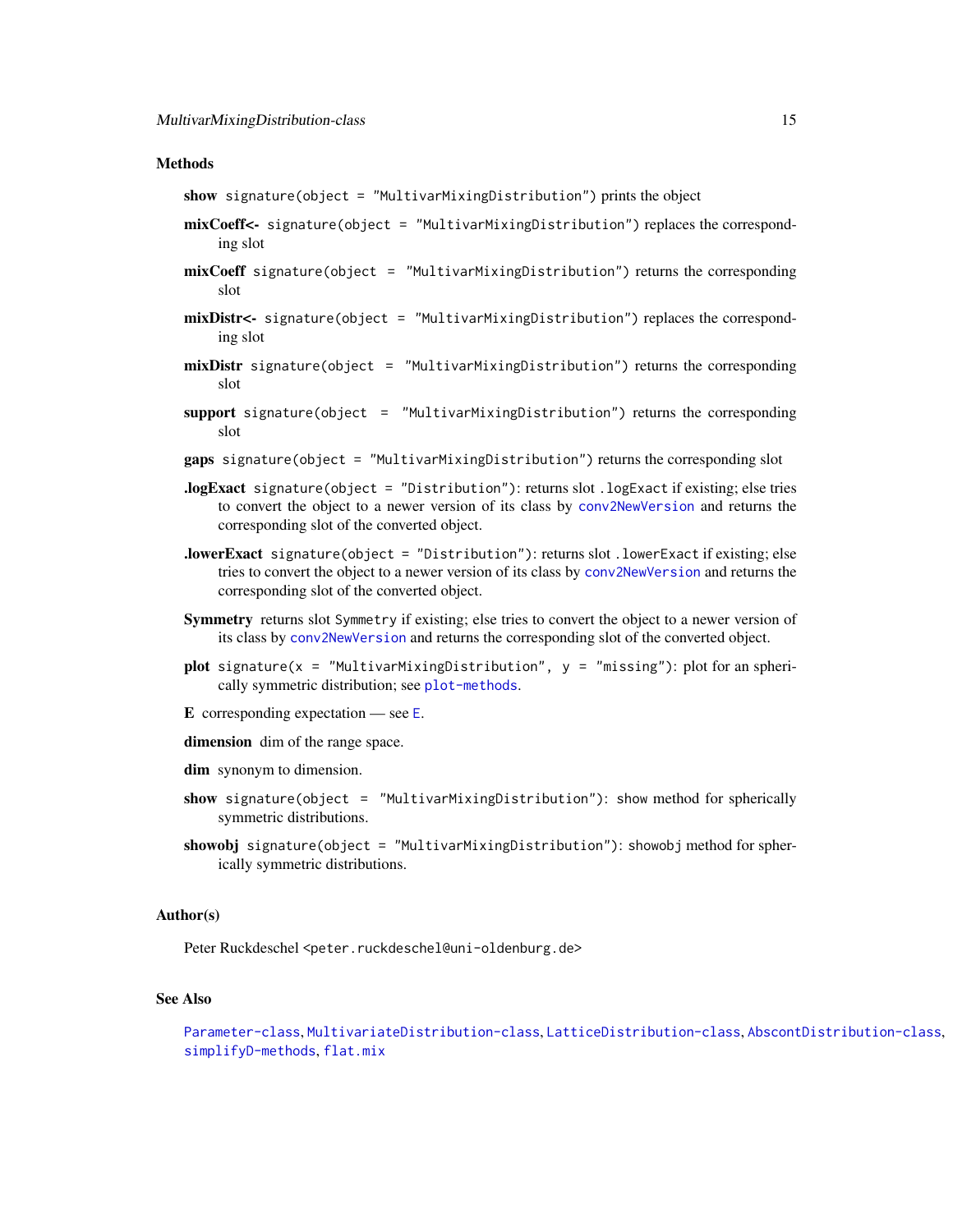### Methods

**show** `signature(object = "MultivarMixingDistribution")` prints the object

**mixCoeff<-** `signature(object = "MultivarMixingDistribution")` replaces the corresponding slot

**mixCoeff** `signature(object = "MultivarMixingDistribution")` returns the corresponding slot

**mixDistr<-** `signature(object = "MultivarMixingDistribution")` replaces the corresponding slot

**mixDistr** `signature(object = "MultivarMixingDistribution")` returns the corresponding slot

**support** `signature(object = "MultivarMixingDistribution")` returns the corresponding slot

**gaps** `signature(object = "MultivarMixingDistribution")` returns the corresponding slot

**.logExact** `signature(object = "Distribution")`: returns slot `.logExact` if existing; else tries to convert the object to a newer version of its class by `conv2NewVersion` and returns the corresponding slot of the converted object.

**.lowerExact** `signature(object = "Distribution")`: returns slot `.lowerExact` if existing; else tries to convert the object to a newer version of its class by `conv2NewVersion` and returns the corresponding slot of the converted object.

**Symmetry** returns slot `Symmetry` if existing; else tries to convert the object to a newer version of its class by `conv2NewVersion` and returns the corresponding slot of the converted object.

**plot** `signature(x = "MultivarMixingDistribution", y = "missing")`: plot for an spherically symmetric distribution; see `plot-methods`.

**E** corresponding expectation — see `E`.

**dimension** dim of the range space.

**dim** synonym to dimension.

**show** `signature(object = "MultivarMixingDistribution")`: show method for spherically symmetric distributions.

**showobj** `signature(object = "MultivarMixingDistribution")`: `showobj` method for spherically symmetric distributions.

### Author(s)

Peter Ruckdeschel <`peter.ruckdeschel@uni-oldenburg.de`>

### See Also

`Parameter-class`, `MultivariateDistribution-class`, `LatticeDistribution-class`, `AbscontDistribution-class`, `simplifyD-methods`, `flat.mix`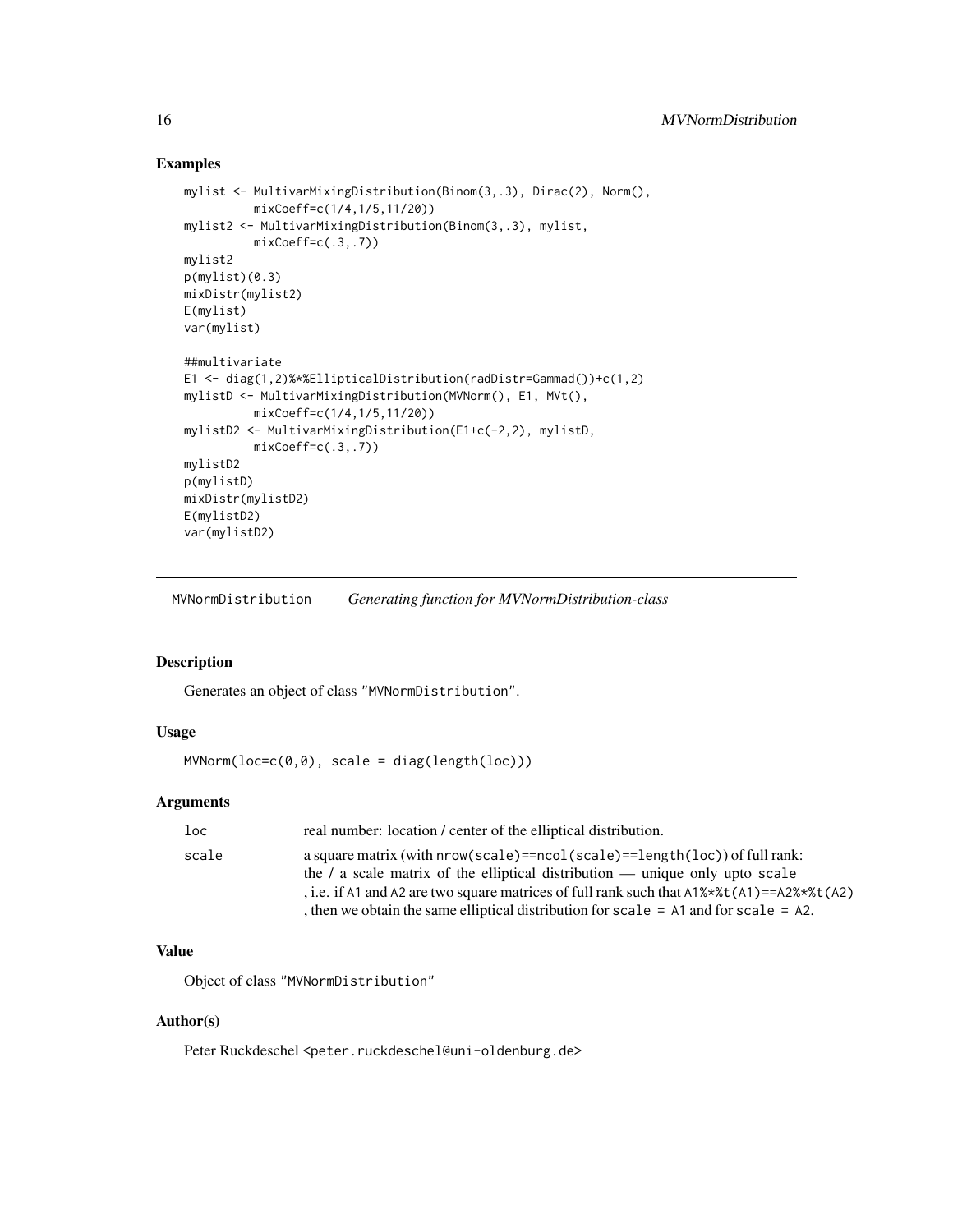## Examples

```
mylist <- MultivarMixingDistribution(Binom(3,.3), Dirac(2), Norm(),
          mixCoeff=c(1/4,1/5,11/20))
mylist2 <- MultivarMixingDistribution(Binom(3,.3), mylist,
          mixCoeff=c(.3,.7))
mylist2
p(mylist)(0.3)
mixDistr(mylist2)
E(mylist)
var(mylist)

##multivariate
E1 <- diag(1,2)%*%EllipticalDistribution(radDistr=Gammad())+c(1,2)
mylistD <- MultivarMixingDistribution(MVNorm(), E1, MVt(),
          mixCoeff=c(1/4,1/5,11/20))
mylistD2 <- MultivarMixingDistribution(E1+c(-2,2), mylistD,
          mixCoeff=c(.3,.7))
mylistD2
p(mylistD)
mixDistr(mylistD2)
E(mylistD2)
var(mylistD2)
```

---

# MVNormDistribution — *Generating function for MVNormDistribution-class*

## Description

Generates an object of class "MVNormDistribution".

## Usage

```
MVNorm(loc=c(0,0), scale = diag(length(loc)))
```

## Arguments

| | |
|---|---|
| `loc` | real number: location / center of the elliptical distribution. |
| `scale` | a square matrix (with `nrow(scale)==ncol(scale)==length(loc)`) of full rank: the / a scale matrix of the elliptical distribution — unique only upto `scale`, i.e. if `A1` and `A2` are two square matrices of full rank such that `A1%*%t(A1)==A2%*%t(A2)`, then we obtain the same elliptical distribution for `scale = A1` and for `scale = A2`. |

## Value

Object of class "MVNormDistribution"

## Author(s)

Peter Ruckdeschel <peter.ruckdeschel@uni-oldenburg.de>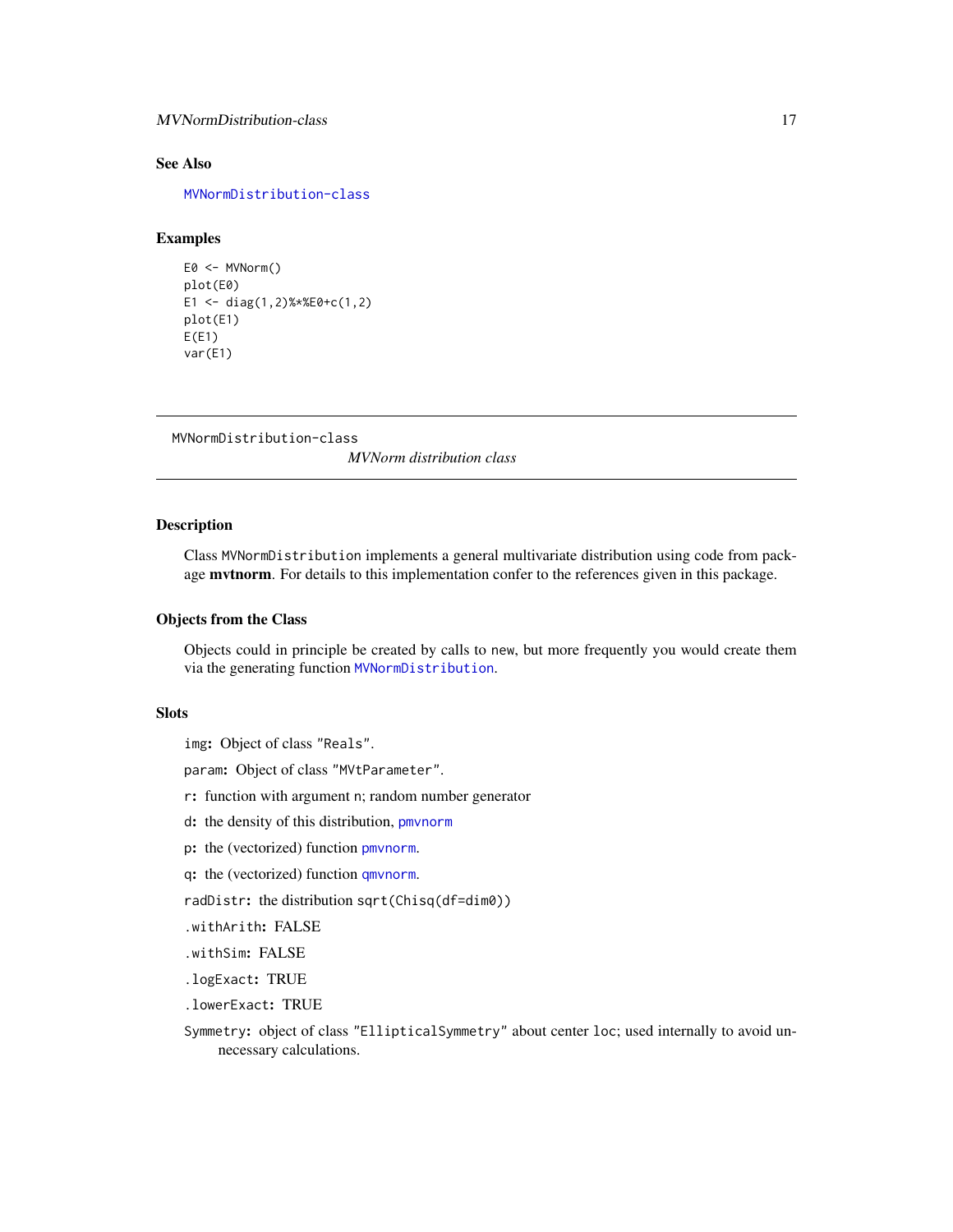### See Also

MVNormDistribution-class

### Examples

```
E0 <- MVNorm()
plot(E0)
E1 <- diag(1,2)%*%E0+c(1,2)
plot(E1)
E(E1)
var(E1)
```

---

## MVNormDistribution-class &nbsp;&nbsp;&nbsp; *MVNorm distribution class*

---

### Description

Class `MVNormDistribution` implements a general multivariate distribution using code from package **mvtnorm**. For details to this implementation confer to the references given in this package.

### Objects from the Class

Objects could in principle be created by calls to `new`, but more frequently you would create them via the generating function `MVNormDistribution`.

### Slots

`img`: Object of class `"Reals"`.

`param`: Object of class `"MVtParameter"`.

`r`: function with argument `n`; random number generator

`d`: the density of this distribution, `pmvnorm`

`p`: the (vectorized) function `pmvnorm`.

`q`: the (vectorized) function `qmvnorm`.

`radDistr`: the distribution `sqrt(Chisq(df=dim0))`

`.withArith`: FALSE

`.withSim`: FALSE

`.logExact`: TRUE

`.lowerExact`: TRUE

`Symmetry`: object of class `"EllipticalSymmetry"` about center `loc`; used internally to avoid unnecessary calculations.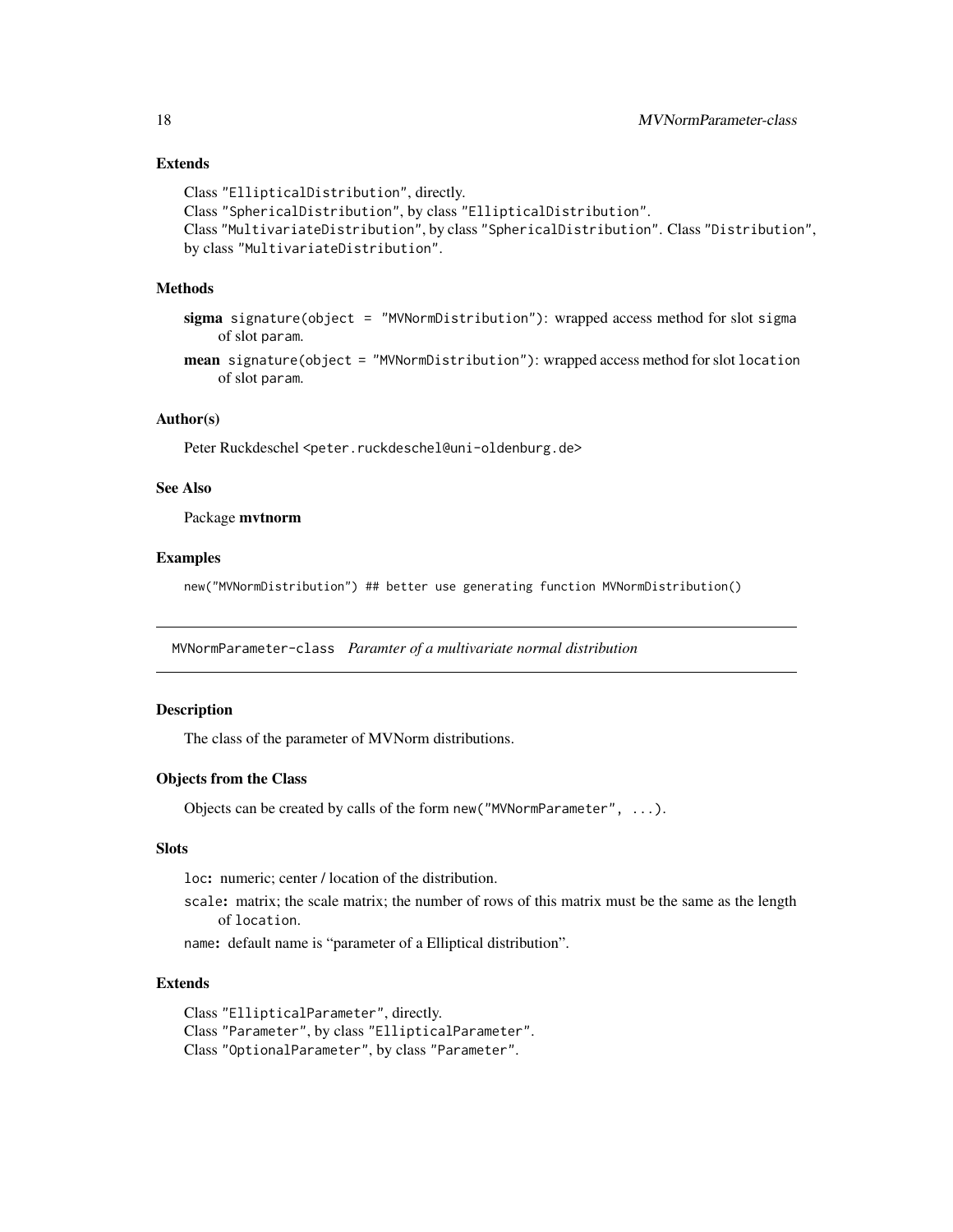### Extends

Class "EllipticalDistribution", directly.
Class "SphericalDistribution", by class "EllipticalDistribution".
Class "MultivariateDistribution", by class "SphericalDistribution". Class "Distribution", by class "MultivariateDistribution".

### Methods

**sigma** signature(object = "MVNormDistribution"): wrapped access method for slot sigma of slot param.

**mean** signature(object = "MVNormDistribution"): wrapped access method for slot location of slot param.

### Author(s)

Peter Ruckdeschel <peter.ruckdeschel@uni-oldenburg.de>

### See Also

Package **mvtnorm**

### Examples

```
new("MVNormDistribution") ## better use generating function MVNormDistribution()
```

---

## MVNormParameter-class *Paramter of a multivariate normal distribution*

---

### Description

The class of the parameter of MVNorm distributions.

### Objects from the Class

Objects can be created by calls of the form new("MVNormParameter", ...).

### Slots

loc**:** numeric; center / location of the distribution.

scale**:** matrix; the scale matrix; the number of rows of this matrix must be the same as the length of location.

name**:** default name is "parameter of a Elliptical distribution".

### Extends

Class "EllipticalParameter", directly.
Class "Parameter", by class "EllipticalParameter".
Class "OptionalParameter", by class "Parameter".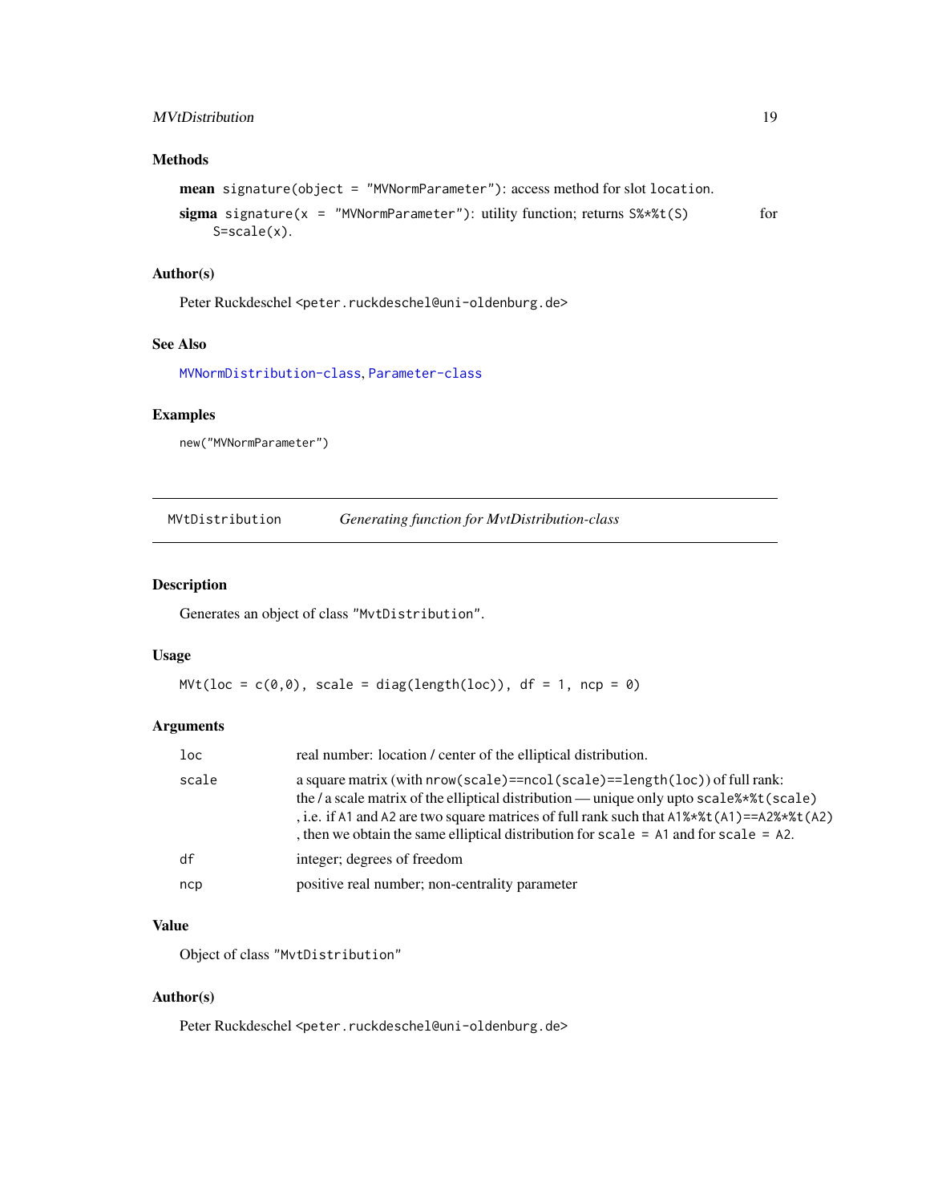### Methods

**mean** `signature(object = "MVNormParameter")`: access method for slot `location`.

**sigma** `signature(x = "MVNormParameter")`: utility function; returns `S%*%t(S)` for `S=scale(x)`.

### Author(s)

Peter Ruckdeschel <peter.ruckdeschel@uni-oldenburg.de>

### See Also

MVNormDistribution-class, Parameter-class

### Examples

```
new("MVNormParameter")
```

---

## MVtDistribution *Generating function for MvtDistribution-class*

---

### Description

Generates an object of class "MvtDistribution".

### Usage

```
MVt(loc = c(0,0), scale = diag(length(loc)), df = 1, ncp = 0)
```

### Arguments

| | |
|---|---|
| loc | real number: location / center of the elliptical distribution. |
| scale | a square matrix (with `nrow(scale)==ncol(scale)==length(loc)`) of full rank: the / a scale matrix of the elliptical distribution — unique only upto `scale%*%t(scale)` , i.e. if `A1` and `A2` are two square matrices of full rank such that `A1%*%t(A1)==A2%*%t(A2)` , then we obtain the same elliptical distribution for `scale = A1` and for `scale = A2`. |
| df | integer; degrees of freedom |
| ncp | positive real number; non-centrality parameter |

### Value

Object of class "MvtDistribution"

### Author(s)

Peter Ruckdeschel <peter.ruckdeschel@uni-oldenburg.de>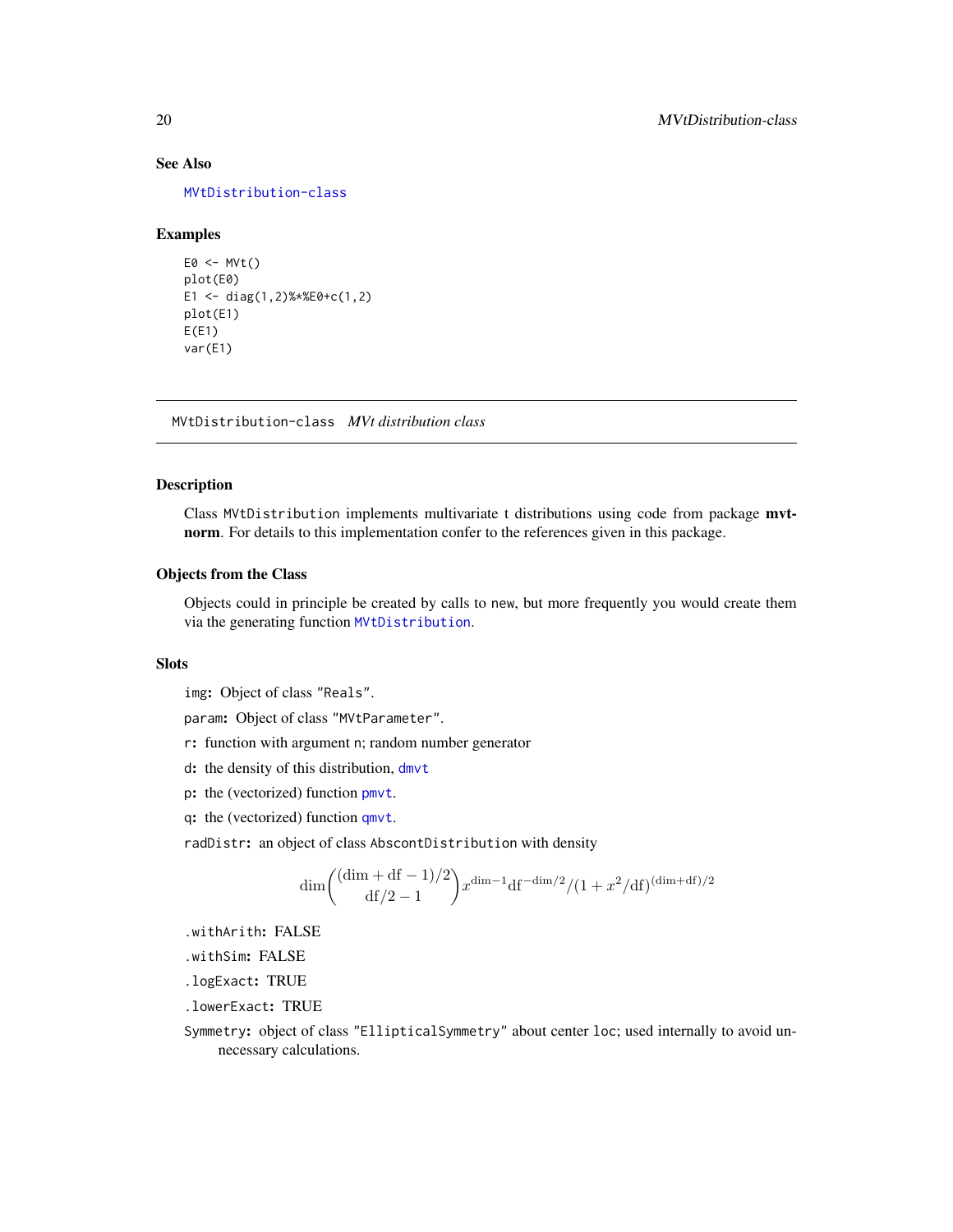### See Also

MVtDistribution-class

### Examples

```
E0 <- MVt()
plot(E0)
E1 <- diag(1,2)%*%E0+c(1,2)
plot(E1)
E(E1)
var(E1)
```

---

## MVtDistribution-class    *MVt distribution class*

---

### Description

Class `MVtDistribution` implements multivariate t distributions using code from package **mvtnorm**. For details to this implementation confer to the references given in this package.

### Objects from the Class

Objects could in principle be created by calls to `new`, but more frequently you would create them via the generating function `MVtDistribution`.

### Slots

`img`: Object of class `"Reals"`.

`param`: Object of class `"MVtParameter"`.

`r`: function with argument `n`; random number generator

`d`: the density of this distribution, `dmvt`

`p`: the (vectorized) function `pmvt`.

`q`: the (vectorized) function `qmvt`.

`radDistr`: an object of class `AbscontDistribution` with density

$$\dim \binom{(\dim + \mathrm{df} - 1)/2}{\mathrm{df}/2 - 1} x^{\dim - 1} \mathrm{df}^{-\dim/2} / (1 + x^2/\mathrm{df})^{(\dim + \mathrm{df})/2}$$

`.withArith`: FALSE

`.withSim`: FALSE

`.logExact`: TRUE

`.lowerExact`: TRUE

`Symmetry`: object of class `"EllipticalSymmetry"` about center `loc`; used internally to avoid unnecessary calculations.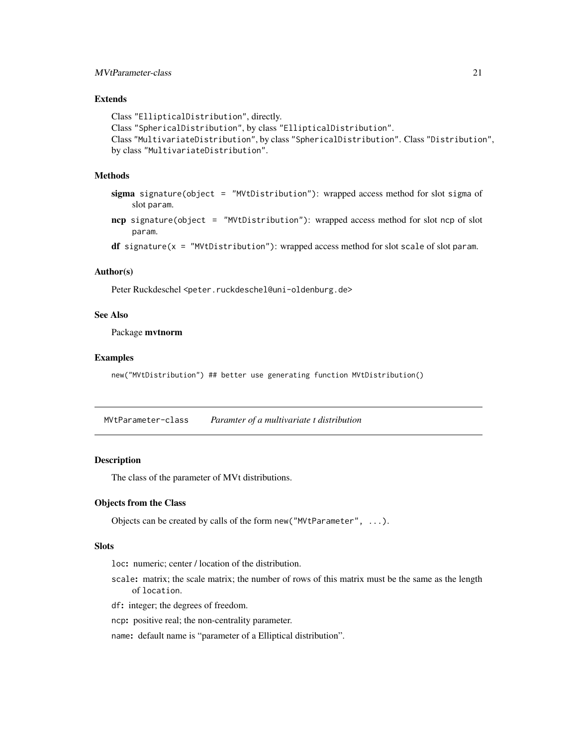### Extends

Class "EllipticalDistribution", directly.
Class "SphericalDistribution", by class "EllipticalDistribution".
Class "MultivariateDistribution", by class "SphericalDistribution". Class "Distribution", by class "MultivariateDistribution".

### Methods

**sigma** `signature(object = "MVtDistribution")`: wrapped access method for slot `sigma` of slot `param`.

**ncp** `signature(object = "MVtDistribution")`: wrapped access method for slot `ncp` of slot `param`.

**df** `signature(x = "MVtDistribution")`: wrapped access method for slot `scale` of slot `param`.

### Author(s)

Peter Ruckdeschel <peter.ruckdeschel@uni-oldenburg.de>

### See Also

Package **mvtnorm**

### Examples

```
new("MVtDistribution") ## better use generating function MVtDistribution()
```

---

## MVtParameter-class *Paramter of a multivariate t distribution*

### Description

The class of the parameter of MVt distributions.

### Objects from the Class

Objects can be created by calls of the form `new("MVtParameter", ...)`.

### Slots

`loc`**:** numeric; center / location of the distribution.

`scale`**:** matrix; the scale matrix; the number of rows of this matrix must be the same as the length of `location`.

`df`**:** integer; the degrees of freedom.

`ncp`**:** positive real; the non-centrality parameter.

`name`**:** default name is "parameter of a Elliptical distribution".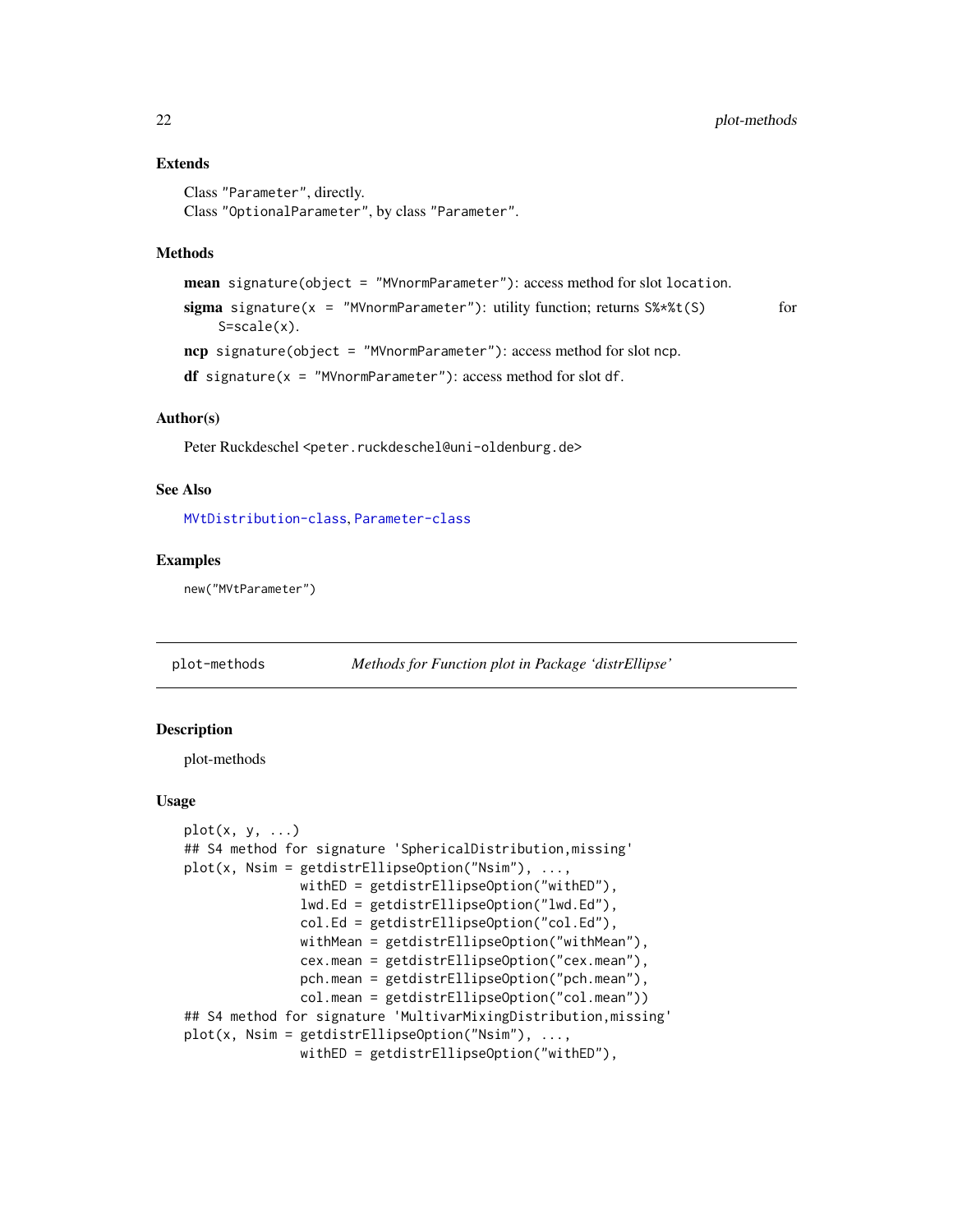### Extends

Class "Parameter", directly.
Class "OptionalParameter", by class "Parameter".

### Methods

**mean** signature(object = "MVnormParameter"): access method for slot location.

**sigma** signature(x = "MVnormParameter"): utility function; returns S%*%t(S) for S=scale(x).

**ncp** signature(object = "MVnormParameter"): access method for slot ncp.

**df** signature(x = "MVnormParameter"): access method for slot df.

### Author(s)

Peter Ruckdeschel <peter.ruckdeschel@uni-oldenburg.de>

### See Also

MVtDistribution-class, Parameter-class

### Examples

```
new("MVtParameter")
```

---

## plot-methods — *Methods for Function plot in Package 'distrEllipse'*

### Description

plot-methods

### Usage

```
plot(x, y, ...)
## S4 method for signature 'SphericalDistribution,missing'
plot(x, Nsim = getdistrEllipseOption("Nsim"), ...,
               withED = getdistrEllipseOption("withED"),
               lwd.Ed = getdistrEllipseOption("lwd.Ed"),
               col.Ed = getdistrEllipseOption("col.Ed"),
               withMean = getdistrEllipseOption("withMean"),
               cex.mean = getdistrEllipseOption("cex.mean"),
               pch.mean = getdistrEllipseOption("pch.mean"),
               col.mean = getdistrEllipseOption("col.mean"))
## S4 method for signature 'MultivarMixingDistribution,missing'
plot(x, Nsim = getdistrEllipseOption("Nsim"), ...,
               withED = getdistrEllipseOption("withED"),
```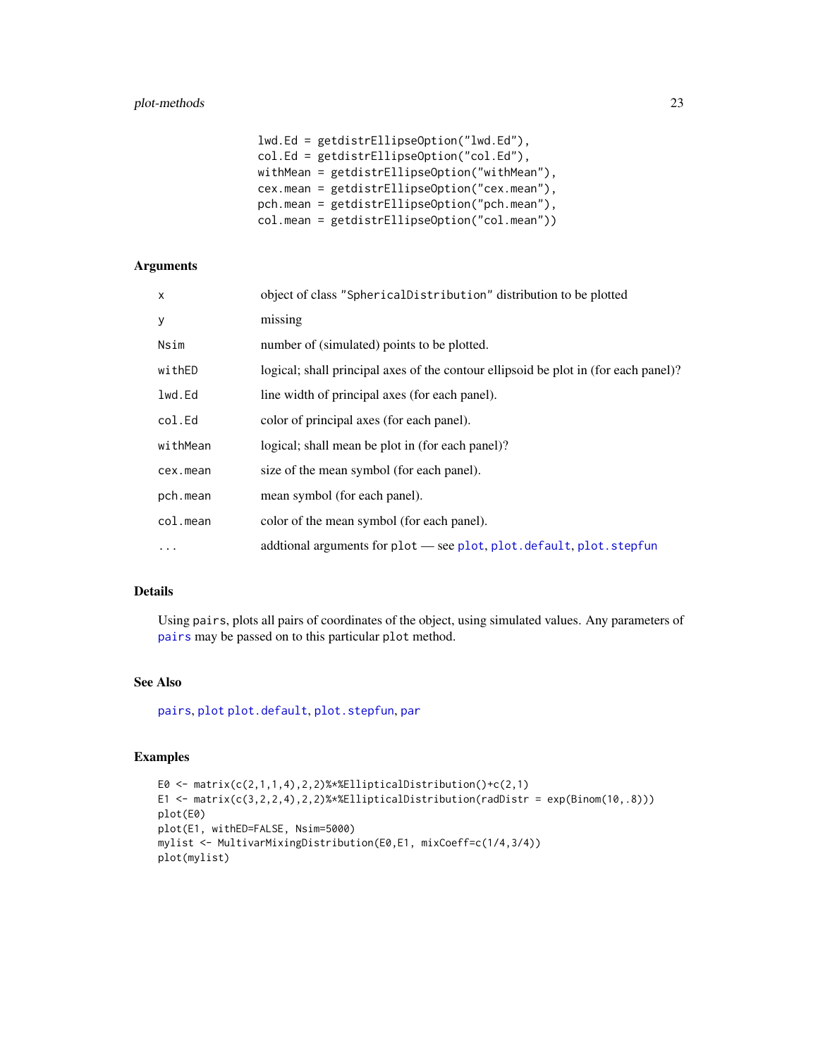```
lwd.Ed = getdistrEllipseOption("lwd.Ed"),
col.Ed = getdistrEllipseOption("col.Ed"),
withMean = getdistrEllipseOption("withMean"),
cex.mean = getdistrEllipseOption("cex.mean"),
pch.mean = getdistrEllipseOption("pch.mean"),
col.mean = getdistrEllipseOption("col.mean"))
```

## Arguments

| | |
|---|---|
| `x` | object of class `"SphericalDistribution"` distribution to be plotted |
| `y` | missing |
| `Nsim` | number of (simulated) points to be plotted. |
| `withED` | logical; shall principal axes of the contour ellipsoid be plot in (for each panel)? |
| `lwd.Ed` | line width of principal axes (for each panel). |
| `col.Ed` | color of principal axes (for each panel). |
| `withMean` | logical; shall mean be plot in (for each panel)? |
| `cex.mean` | size of the mean symbol (for each panel). |
| `pch.mean` | mean symbol (for each panel). |
| `col.mean` | color of the mean symbol (for each panel). |
| `...` | addtional arguments for `plot` — see `plot`, `plot.default`, `plot.stepfun` |

## Details

Using `pairs`, plots all pairs of coordinates of the object, using simulated values. Any parameters of `pairs` may be passed on to this particular `plot` method.

## See Also

`pairs`, `plot` `plot.default`, `plot.stepfun`, `par`

## Examples

```
E0 <- matrix(c(2,1,1,4),2,2)%*%EllipticalDistribution()+c(2,1)
E1 <- matrix(c(3,2,2,4),2,2)%*%EllipticalDistribution(radDistr = exp(Binom(10,.8)))
plot(E0)
plot(E1, withED=FALSE, Nsim=5000)
mylist <- MultivarMixingDistribution(E0,E1, mixCoeff=c(1/4,3/4))
plot(mylist)
```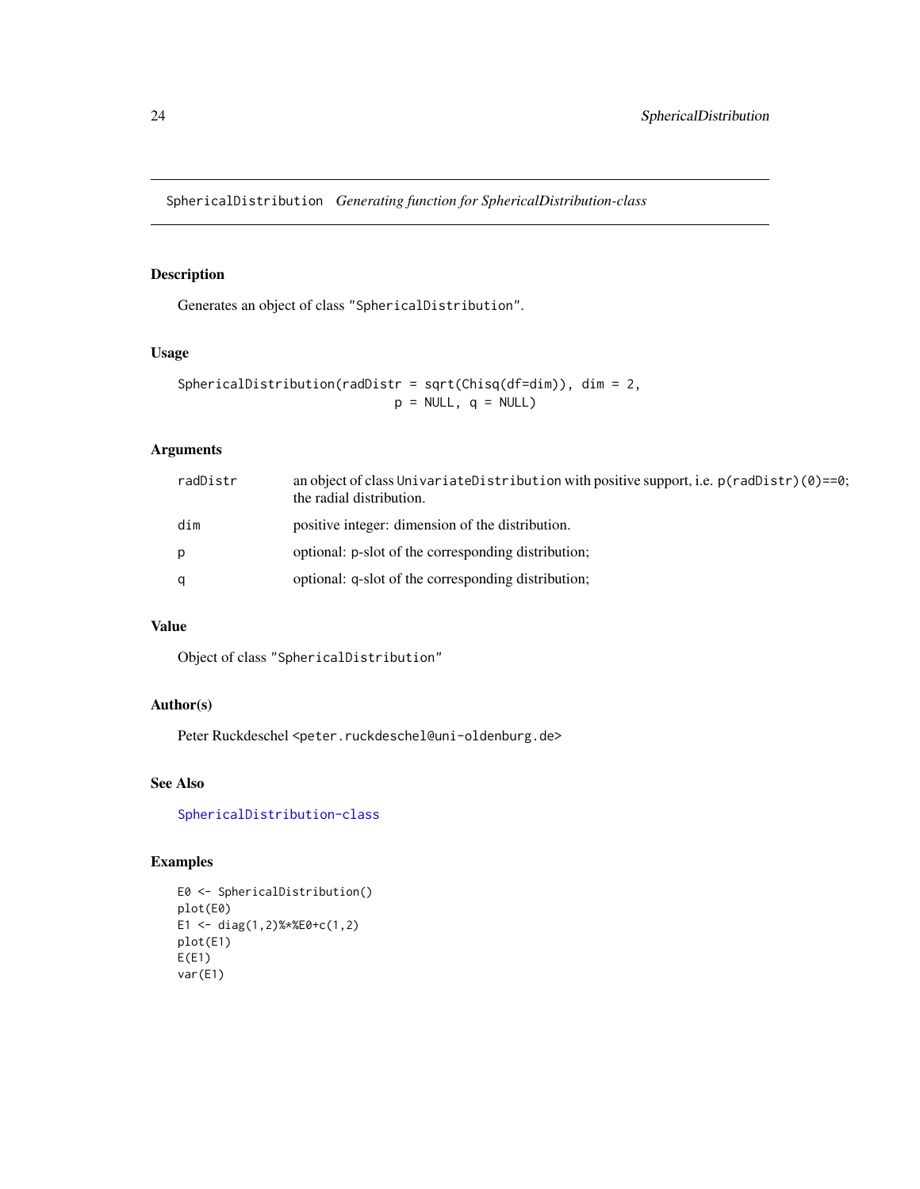SphericalDistribution    *Generating function for SphericalDistribution-class*

## Description

Generates an object of class "SphericalDistribution".

## Usage

```
SphericalDistribution(radDistr = sqrt(Chisq(df=dim)), dim = 2,
                                p = NULL, q = NULL)
```

## Arguments

| | |
|---|---|
| radDistr | an object of class UnivariateDistribution with positive support, i.e. p(radDistr)(0)==0; the radial distribution. |
| dim | positive integer: dimension of the distribution. |
| p | optional: p-slot of the corresponding distribution; |
| q | optional: q-slot of the corresponding distribution; |

## Value

Object of class "SphericalDistribution"

## Author(s)

Peter Ruckdeschel <peter.ruckdeschel@uni-oldenburg.de>

## See Also

SphericalDistribution-class

## Examples

```
E0 <- SphericalDistribution()
plot(E0)
E1 <- diag(1,2)%*%E0+c(1,2)
plot(E1)
E(E1)
var(E1)
```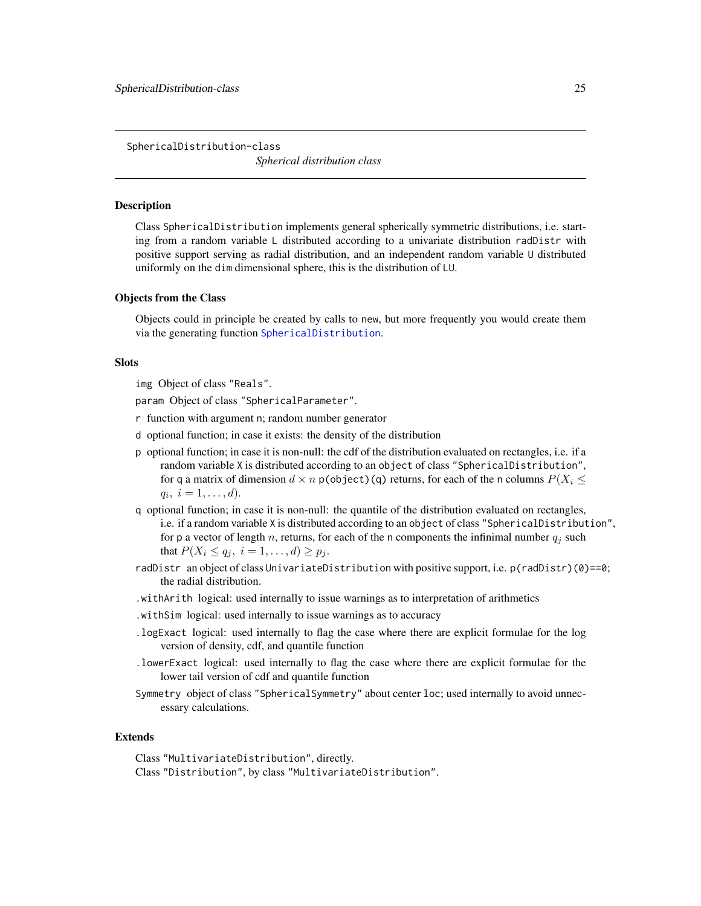SphericalDistribution-class

*Spherical distribution class*

## Description

Class `SphericalDistribution` implements general spherically symmetric distributions, i.e. starting from a random variable `L` distributed according to a univariate distribution `radDistr` with positive support serving as radial distribution, and an independent random variable `U` distributed uniformly on the `dim` dimensional sphere, this is the distribution of `LU`.

## Objects from the Class

Objects could in principle be created by calls to `new`, but more frequently you would create them via the generating function `SphericalDistribution`.

## Slots

`img` Object of class `"Reals"`.

`param` Object of class `"SphericalParameter"`.

`r` function with argument `n`; random number generator

`d` optional function; in case it exists: the density of the distribution

`p` optional function; in case it is non-null: the cdf of the distribution evaluated on rectangles, i.e. if a random variable `X` is distributed according to an `object` of class `"SphericalDistribution"`, for `q` a matrix of dimension $d \times n$ `p(object)(q)` returns, for each of the `n` columns $P(X_i \leq q_i,\ i = 1, \ldots, d)$.

`q` optional function; in case it is non-null: the quantile of the distribution evaluated on rectangles, i.e. if a random variable `X` is distributed according to an `object` of class `"SphericalDistribution"`, for `p` a vector of length $n$, returns, for each of the `n` components the infinimal number $q_j$ such that $P(X_i \leq q_j,\ i = 1, \ldots, d) \geq p_j$.

`radDistr` an object of class `UnivariateDistribution` with positive support, i.e. `p(radDistr)(0)==0`; the radial distribution.

`.withArith` logical: used internally to issue warnings as to interpretation of arithmetics

`.withSim` logical: used internally to issue warnings as to accuracy

`.logExact` logical: used internally to flag the case where there are explicit formulae for the log version of density, cdf, and quantile function

`.lowerExact` logical: used internally to flag the case where there are explicit formulae for the lower tail version of cdf and quantile function

`Symmetry` object of class `"SphericalSymmetry"` about center `loc`; used internally to avoid unnecessary calculations.

## Extends

Class `"MultivariateDistribution"`, directly.
Class `"Distribution"`, by class `"MultivariateDistribution"`.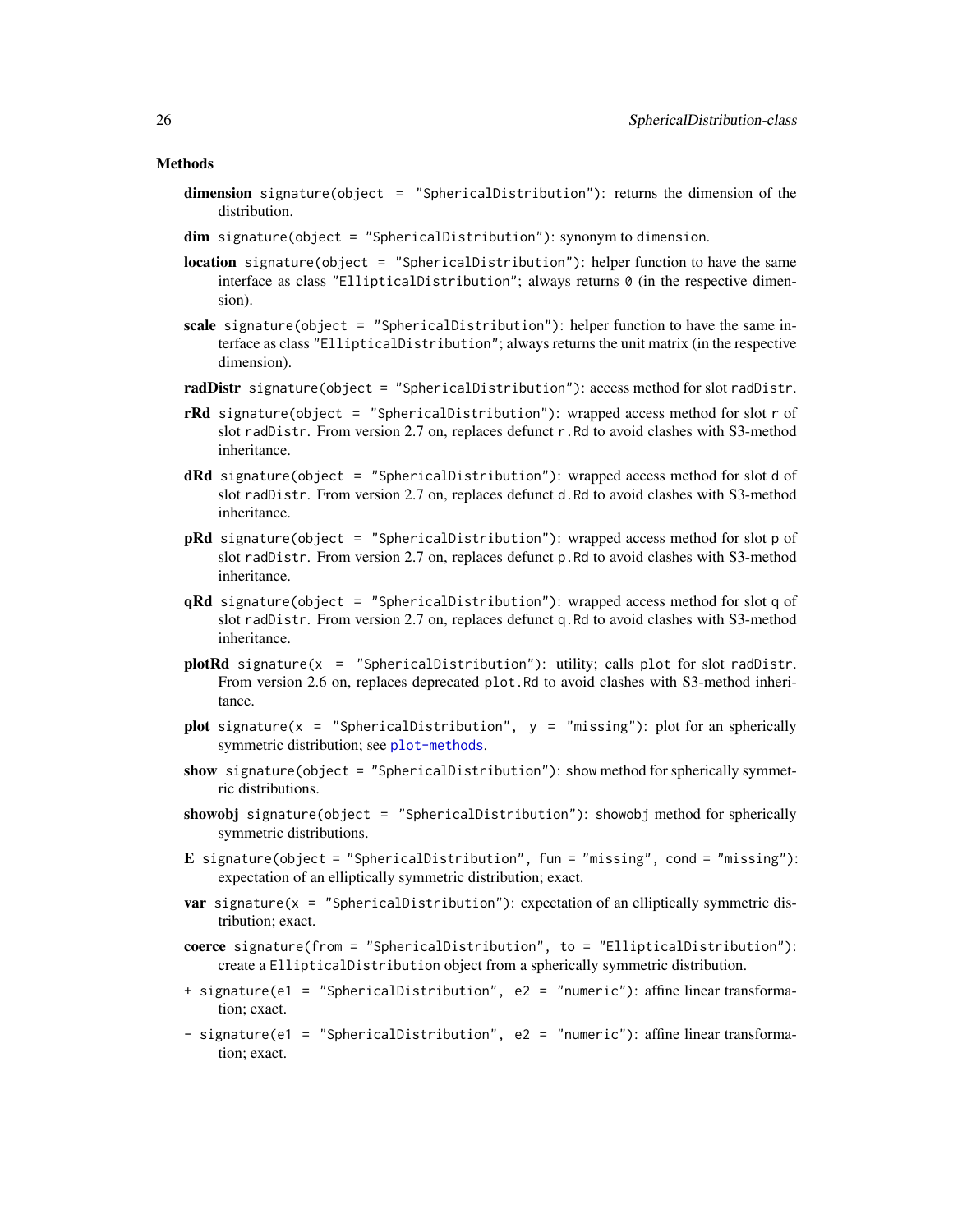### Methods

**dimension** `signature(object = "SphericalDistribution")`: returns the dimension of the distribution.

**dim** `signature(object = "SphericalDistribution")`: synonym to `dimension`.

**location** `signature(object = "SphericalDistribution")`: helper function to have the same interface as class `"EllipticalDistribution"`; always returns `0` (in the respective dimension).

**scale** `signature(object = "SphericalDistribution")`: helper function to have the same interface as class `"EllipticalDistribution"`; always returns the unit matrix (in the respective dimension).

**radDistr** `signature(object = "SphericalDistribution")`: access method for slot `radDistr`.

**rRd** `signature(object = "SphericalDistribution")`: wrapped access method for slot `r` of slot `radDistr`. From version 2.7 on, replaces defunct `r.Rd` to avoid clashes with S3-method inheritance.

**dRd** `signature(object = "SphericalDistribution")`: wrapped access method for slot `d` of slot `radDistr`. From version 2.7 on, replaces defunct `d.Rd` to avoid clashes with S3-method inheritance.

**pRd** `signature(object = "SphericalDistribution")`: wrapped access method for slot `p` of slot `radDistr`. From version 2.7 on, replaces defunct `p.Rd` to avoid clashes with S3-method inheritance.

**qRd** `signature(object = "SphericalDistribution")`: wrapped access method for slot `q` of slot `radDistr`. From version 2.7 on, replaces defunct `q.Rd` to avoid clashes with S3-method inheritance.

**plotRd** `signature(x = "SphericalDistribution")`: utility; calls `plot` for slot `radDistr`. From version 2.6 on, replaces deprecated `plot.Rd` to avoid clashes with S3-method inheritance.

**plot** `signature(x = "SphericalDistribution", y = "missing")`: plot for an spherically symmetric distribution; see `plot-methods`.

**show** `signature(object = "SphericalDistribution")`: show method for spherically symmetric distributions.

**showobj** `signature(object = "SphericalDistribution")`: `showobj` method for spherically symmetric distributions.

**E** `signature(object = "SphericalDistribution", fun = "missing", cond = "missing")`: expectation of an elliptically symmetric distribution; exact.

**var** `signature(x = "SphericalDistribution")`: expectation of an elliptically symmetric distribution; exact.

**coerce** `signature(from = "SphericalDistribution", to = "EllipticalDistribution")`: create a `EllipticalDistribution` object from a spherically symmetric distribution.

**+** `signature(e1 = "SphericalDistribution", e2 = "numeric")`: affine linear transformation; exact.

**-** `signature(e1 = "SphericalDistribution", e2 = "numeric")`: affine linear transformation; exact.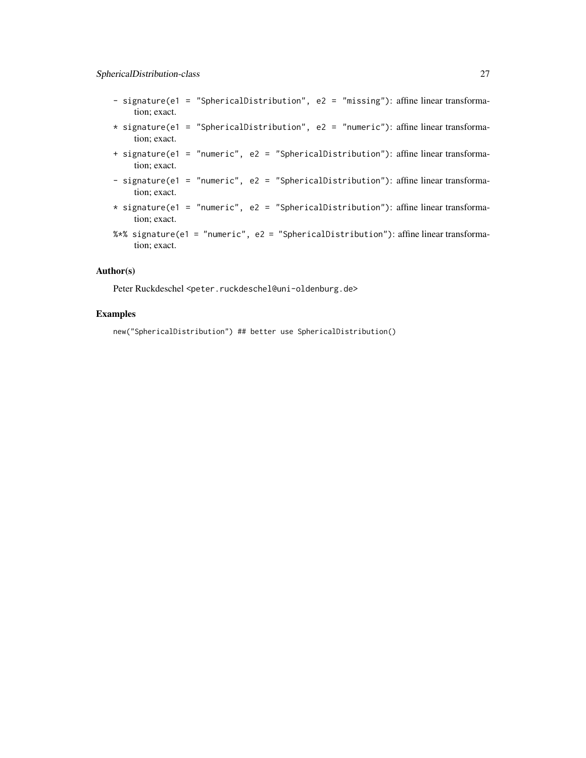- `-` `signature(e1 = "SphericalDistribution", e2 = "missing")`: affine linear transformation; exact.
- `*` `signature(e1 = "SphericalDistribution", e2 = "numeric")`: affine linear transformation; exact.
- `+` `signature(e1 = "numeric", e2 = "SphericalDistribution")`: affine linear transformation; exact.
- `-` `signature(e1 = "numeric", e2 = "SphericalDistribution")`: affine linear transformation; exact.
- `*` `signature(e1 = "numeric", e2 = "SphericalDistribution")`: affine linear transformation; exact.
- `%*%` `signature(e1 = "numeric", e2 = "SphericalDistribution")`: affine linear transformation; exact.

## Author(s)

Peter Ruckdeschel `<peter.ruckdeschel@uni-oldenburg.de>`

## Examples

```
new("SphericalDistribution") ## better use SphericalDistribution()
```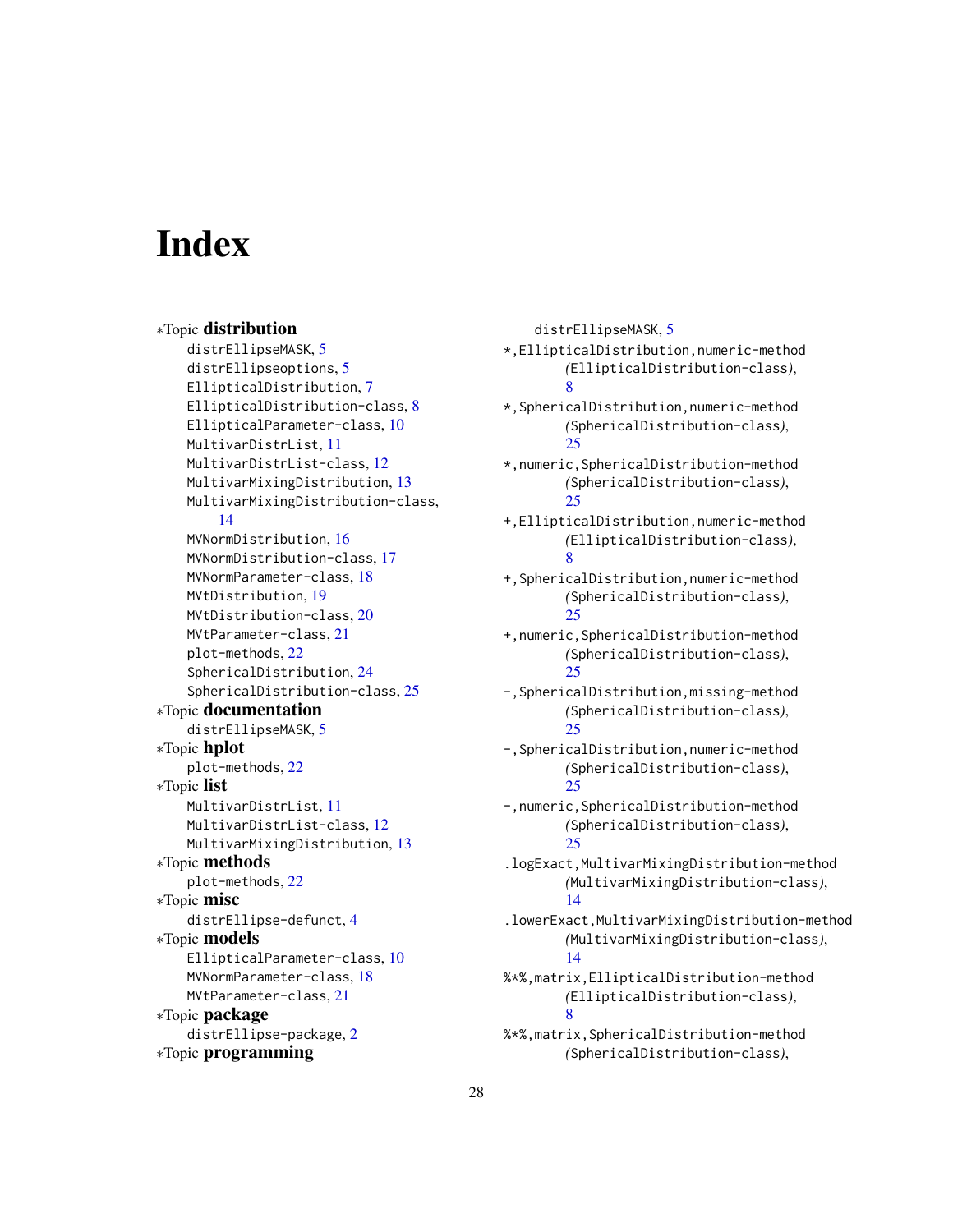# Index

∗Topic **distribution**
- distrEllipseMASK, 5
- distrEllipseoptions, 5
- EllipticalDistribution, 7
- EllipticalDistribution-class, 8
- EllipticalParameter-class, 10
- MultivarDistrList, 11
- MultivarDistrList-class, 12
- MultivarMixingDistribution, 13
- MultivarMixingDistribution-class, 14
- MVNormDistribution, 16
- MVNormDistribution-class, 17
- MVNormParameter-class, 18
- MVtDistribution, 19
- MVtDistribution-class, 20
- MVtParameter-class, 21
- plot-methods, 22
- SphericalDistribution, 24
- SphericalDistribution-class, 25

∗Topic **documentation**
- distrEllipseMASK, 5

∗Topic **hplot**
- plot-methods, 22

∗Topic **list**
- MultivarDistrList, 11
- MultivarDistrList-class, 12
- MultivarMixingDistribution, 13

∗Topic **methods**
- plot-methods, 22

∗Topic **misc**
- distrEllipse-defunct, 4

∗Topic **models**
- EllipticalParameter-class, 10
- MVNormParameter-class, 18
- MVtParameter-class, 21

∗Topic **package**
- distrEllipse-package, 2

∗Topic **programming**
- distrEllipseMASK, 5

*,EllipticalDistribution,numeric-method *(EllipticalDistribution-class)*, 8

*,SphericalDistribution,numeric-method *(SphericalDistribution-class)*, 25

*,numeric,SphericalDistribution-method *(SphericalDistribution-class)*, 25

+,EllipticalDistribution,numeric-method *(EllipticalDistribution-class)*, 8

+,SphericalDistribution,numeric-method *(SphericalDistribution-class)*, 25

+,numeric,SphericalDistribution-method *(SphericalDistribution-class)*, 25

-,SphericalDistribution,missing-method *(SphericalDistribution-class)*, 25

-,SphericalDistribution,numeric-method *(SphericalDistribution-class)*, 25

-,numeric,SphericalDistribution-method *(SphericalDistribution-class)*, 25

.logExact,MultivarMixingDistribution-method *(MultivarMixingDistribution-class)*, 14

.lowerExact,MultivarMixingDistribution-method *(MultivarMixingDistribution-class)*, 14

%*%,matrix,EllipticalDistribution-method *(EllipticalDistribution-class)*, 8

%*%,matrix,SphericalDistribution-method *(SphericalDistribution-class)*,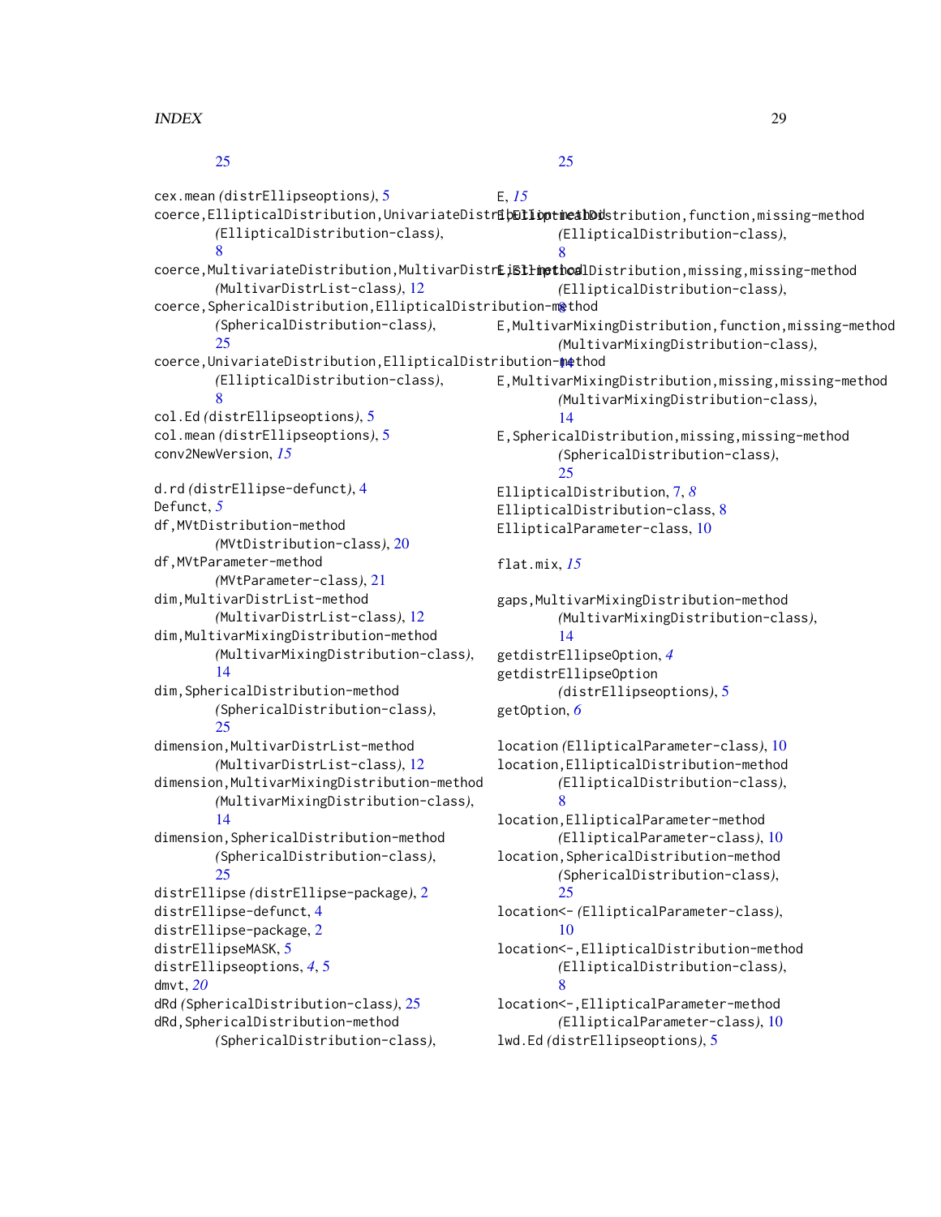25

cex.mean *(distrEllipseoptions)*, 5
coerce,EllipticalDistribution,UnivariateDistribution-method
*(EllipticalDistribution-class)*, 8
coerce,MultivariateDistribution,MultivarDistrList-method
*(MultivarDistrList-class)*, 12
coerce,SphericalDistribution,EllipticalDistribution-method
*(SphericalDistribution-class)*, 25
coerce,UnivariateDistribution,EllipticalDistribution-method
*(EllipticalDistribution-class)*, 8
col.Ed *(distrEllipseoptions)*, 5
col.mean *(distrEllipseoptions)*, 5
conv2NewVersion, *15*

d.rd *(distrEllipse-defunct)*, 4
Defunct, *5*
df,MVtDistribution-method
*(MVtDistribution-class)*, 20
df,MVtParameter-method
*(MVtParameter-class)*, 21
dim,MultivarDistrList-method
*(MultivarDistrList-class)*, 12
dim,MultivarMixingDistribution-method
*(MultivarMixingDistribution-class)*, 14
dim,SphericalDistribution-method
*(SphericalDistribution-class)*, 25
dimension,MultivarDistrList-method
*(MultivarDistrList-class)*, 12
dimension,MultivarMixingDistribution-method
*(MultivarMixingDistribution-class)*, 14
dimension,SphericalDistribution-method
*(SphericalDistribution-class)*, 25
distrEllipse *(distrEllipse-package)*, 2
distrEllipse-defunct, 4
distrEllipse-package, 2
distrEllipseMASK, 5
distrEllipseoptions, *4*, 5
dmvt, *20*
dRd *(SphericalDistribution-class)*, 25
dRd,SphericalDistribution-method
*(SphericalDistribution-class)*, 25

E, *15*
E,EllipticalDistribution,function,missing-method
*(EllipticalDistribution-class)*, 8
E,EllipticalDistribution,missing,missing-method
*(EllipticalDistribution-class)*, 8
E,MultivarMixingDistribution,function,missing-method
*(MultivarMixingDistribution-class)*, 14
E,MultivarMixingDistribution,missing,missing-method
*(MultivarMixingDistribution-class)*, 14
E,SphericalDistribution,missing,missing-method
*(SphericalDistribution-class)*, 25
EllipticalDistribution, 7, *8*
EllipticalDistribution-class, 8
EllipticalParameter-class, 10

flat.mix, *15*

gaps,MultivarMixingDistribution-method
*(MultivarMixingDistribution-class)*, 14
getdistrEllipseOption, *4*
getdistrEllipseOption
*(distrEllipseoptions)*, 5
getOption, *6*

location *(EllipticalParameter-class)*, 10
location,EllipticalDistribution-method
*(EllipticalDistribution-class)*, 8
location,EllipticalParameter-method
*(EllipticalParameter-class)*, 10
location,SphericalDistribution-method
*(SphericalDistribution-class)*, 25
location<- *(EllipticalParameter-class)*, 10
location<-,EllipticalDistribution-method
*(EllipticalDistribution-class)*, 8
location<-,EllipticalParameter-method
*(EllipticalParameter-class)*, 10
lwd.Ed *(distrEllipseoptions)*, 5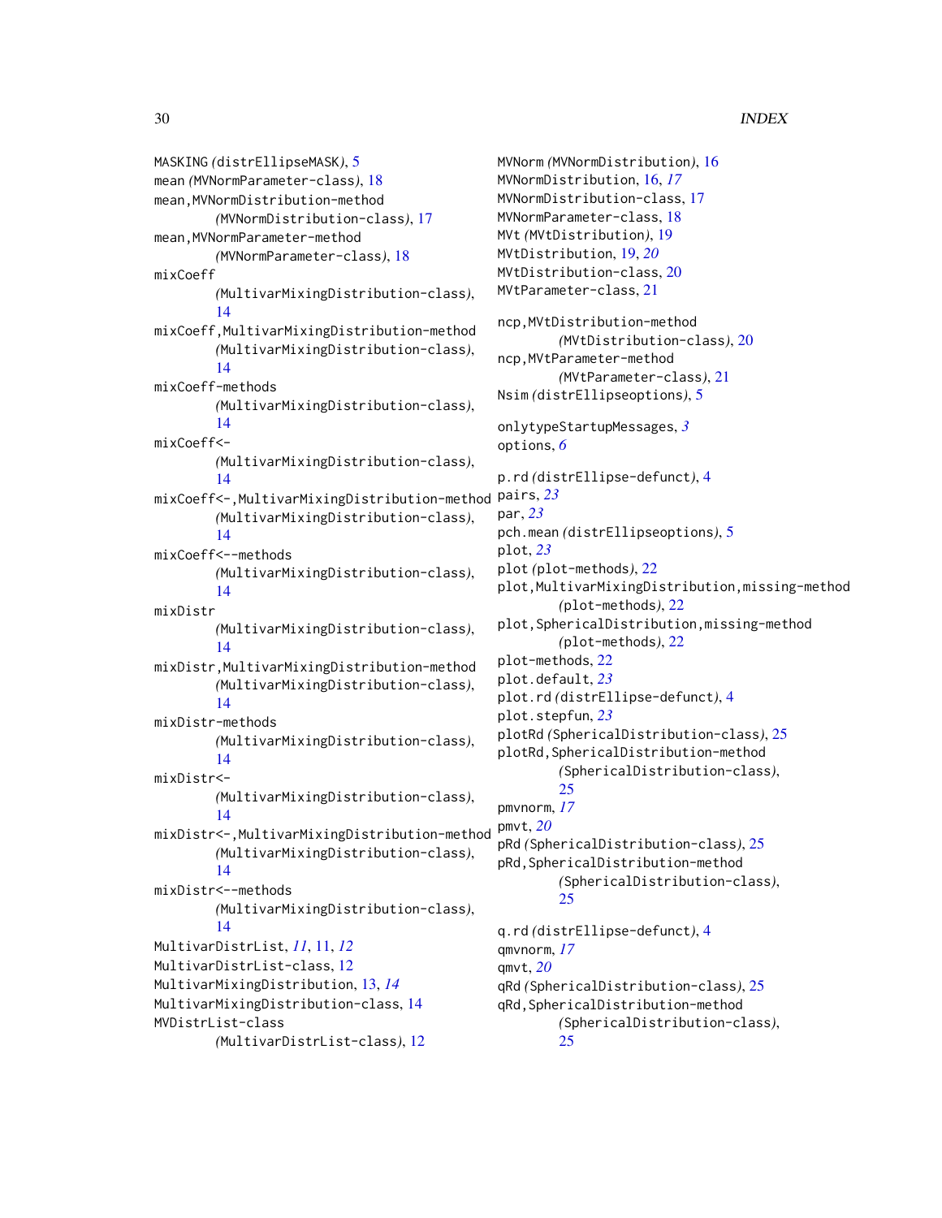MASKING *(distrEllipseMASK)*, 5
mean *(MVNormParameter-class)*, 18
mean,MVNormDistribution-method *(MVNormDistribution-class)*, 17
mean,MVNormParameter-method *(MVNormParameter-class)*, 18
mixCoeff *(MultivarMixingDistribution-class)*, 14
mixCoeff,MultivarMixingDistribution-method *(MultivarMixingDistribution-class)*, 14
mixCoeff-methods *(MultivarMixingDistribution-class)*, 14
mixCoeff<- *(MultivarMixingDistribution-class)*, 14
mixCoeff<-,MultivarMixingDistribution-method *(MultivarMixingDistribution-class)*, 14
mixCoeff<--methods *(MultivarMixingDistribution-class)*, 14
mixDistr *(MultivarMixingDistribution-class)*, 14
mixDistr,MultivarMixingDistribution-method *(MultivarMixingDistribution-class)*, 14
mixDistr-methods *(MultivarMixingDistribution-class)*, 14
mixDistr<- *(MultivarMixingDistribution-class)*, 14
mixDistr<-,MultivarMixingDistribution-method *(MultivarMixingDistribution-class)*, 14
mixDistr<--methods *(MultivarMixingDistribution-class)*, 14
MultivarDistrList, *11*, 11, *12*
MultivarDistrList-class, 12
MultivarMixingDistribution, 13, *14*
MultivarMixingDistribution-class, 14
MVDistrList-class *(MultivarDistrList-class)*, 12
MVNorm *(MVNormDistribution)*, 16
MVNormDistribution, 16, *17*
MVNormDistribution-class, 17
MVNormParameter-class, 18
MVt *(MVtDistribution)*, 19
MVtDistribution, 19, *20*
MVtDistribution-class, 20
MVtParameter-class, 21

ncp,MVtDistribution-method *(MVtDistribution-class)*, 20
ncp,MVtParameter-method *(MVtParameter-class)*, 21
Nsim *(distrEllipseoptions)*, 5

onlytypeStartupMessages, *3*
options, *6*

p.rd *(distrEllipse-defunct)*, 4
pairs, *23*
par, *23*
pch.mean *(distrEllipseoptions)*, 5
plot, *23*
plot *(plot-methods)*, 22
plot,MultivarMixingDistribution,missing-method *(plot-methods)*, 22
plot,SphericalDistribution,missing-method *(plot-methods)*, 22
plot-methods, 22
plot.default, *23*
plot.rd *(distrEllipse-defunct)*, 4
plot.stepfun, *23*
plotRd *(SphericalDistribution-class)*, 25
plotRd,SphericalDistribution-method *(SphericalDistribution-class)*, 25
pmvnorm, *17*
pmvt, *20*
pRd *(SphericalDistribution-class)*, 25
pRd,SphericalDistribution-method *(SphericalDistribution-class)*, 25

q.rd *(distrEllipse-defunct)*, 4
qmvnorm, *17*
qmvt, *20*
qRd *(SphericalDistribution-class)*, 25
qRd,SphericalDistribution-method *(SphericalDistribution-class)*, 25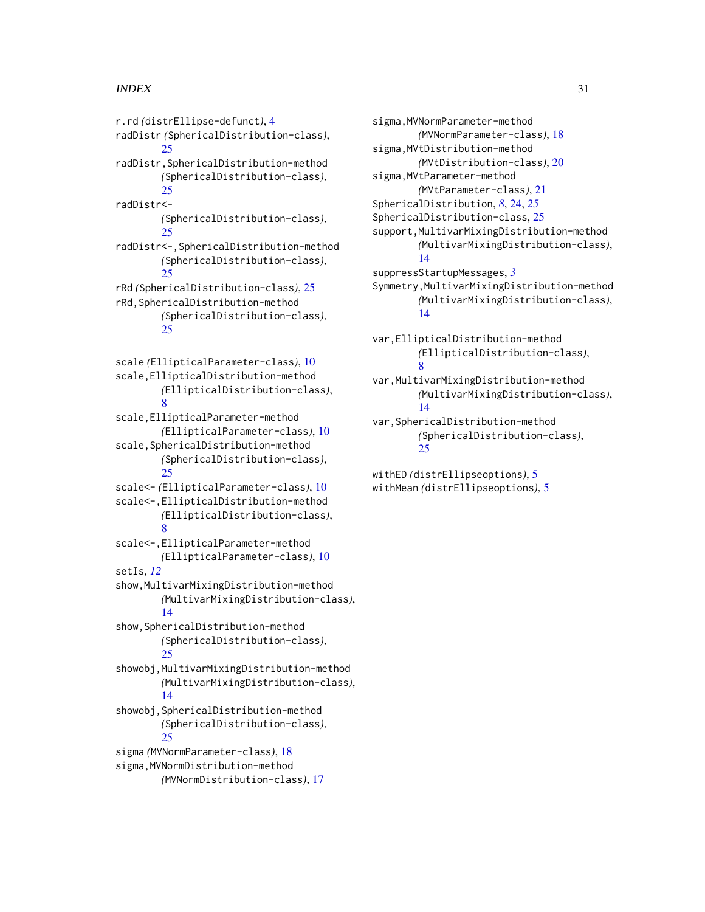r.rd *(*distrEllipse-defunct*)*, 4
radDistr *(*SphericalDistribution-class*)*, 25
radDistr,SphericalDistribution-method *(*SphericalDistribution-class*)*, 25
radDistr<- *(*SphericalDistribution-class*)*, 25
radDistr<-,SphericalDistribution-method *(*SphericalDistribution-class*)*, 25
rRd *(*SphericalDistribution-class*)*, 25
rRd,SphericalDistribution-method *(*SphericalDistribution-class*)*, 25

scale *(*EllipticalParameter-class*)*, 10
scale,EllipticalDistribution-method *(*EllipticalDistribution-class*)*, 8
scale,EllipticalParameter-method *(*EllipticalParameter-class*)*, 10
scale,SphericalDistribution-method *(*SphericalDistribution-class*)*, 25
scale<- *(*EllipticalParameter-class*)*, 10
scale<-,EllipticalDistribution-method *(*EllipticalDistribution-class*)*, 8
scale<-,EllipticalParameter-method *(*EllipticalParameter-class*)*, 10
setIs, *12*
show,MultivarMixingDistribution-method *(*MultivarMixingDistribution-class*)*, 14
show,SphericalDistribution-method *(*SphericalDistribution-class*)*, 25
showobj,MultivarMixingDistribution-method *(*MultivarMixingDistribution-class*)*, 14
showobj,SphericalDistribution-method *(*SphericalDistribution-class*)*, 25
sigma *(*MVNormParameter-class*)*, 18
sigma,MVNormDistribution-method *(*MVNormDistribution-class*)*, 17
sigma,MVNormParameter-method *(*MVNormParameter-class*)*, 18
sigma,MVtDistribution-method *(*MVtDistribution-class*)*, 20
sigma,MVtParameter-method *(*MVtParameter-class*)*, 21
SphericalDistribution, *8*, 24, *25*
SphericalDistribution-class, 25
support,MultivarMixingDistribution-method *(*MultivarMixingDistribution-class*)*, 14
suppressStartupMessages, *3*
Symmetry,MultivarMixingDistribution-method *(*MultivarMixingDistribution-class*)*, 14

var,EllipticalDistribution-method *(*EllipticalDistribution-class*)*, 8
var,MultivarMixingDistribution-method *(*MultivarMixingDistribution-class*)*, 14
var,SphericalDistribution-method *(*SphericalDistribution-class*)*, 25

withED *(*distrEllipseoptions*)*, 5
withMean *(*distrEllipseoptions*)*, 5